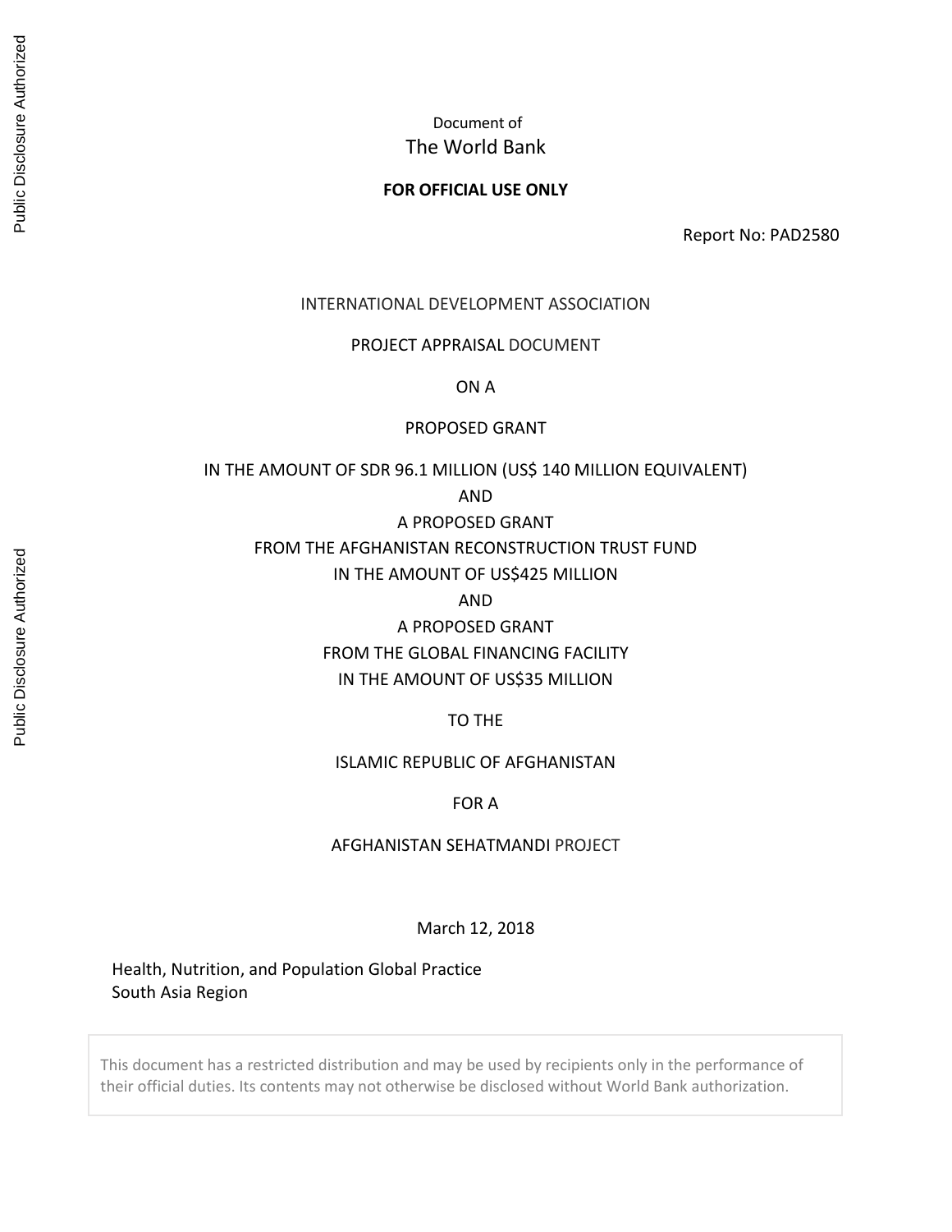Document of

The World Bank

**FOR OFFICIAL USE ONLY**

Report No: PAD2580

INTERNATIONAL DEVELOPMENT ASSOCIATION

PROJECT APPRAISAL DOCUMENT

ON A

PROPOSED GRANT

IN THE AMOUNT OF SDR 96.1 MILLION (US$ 140 MILLION EQUIVALENT)

AND

A PROPOSED GRANT

FROM THE AFGHANISTAN RECONSTRUCTION TRUST FUND

IN THE AMOUNT OF US$425 MILLION

AND

A PROPOSED GRANT

FROM THE GLOBAL FINANCING FACILITY

IN THE AMOUNT OF US$35 MILLION

TO THE

ISLAMIC REPUBLIC OF AFGHANISTAN

FOR A

AFGHANISTAN SEHATMANDI PROJECT

March 12, 2018

Health, Nutrition, and Population Global Practice
South Asia Region

This document has a restricted distribution and may be used by recipients only in the performance of their official duties. Its contents may not otherwise be disclosed without World Bank authorization.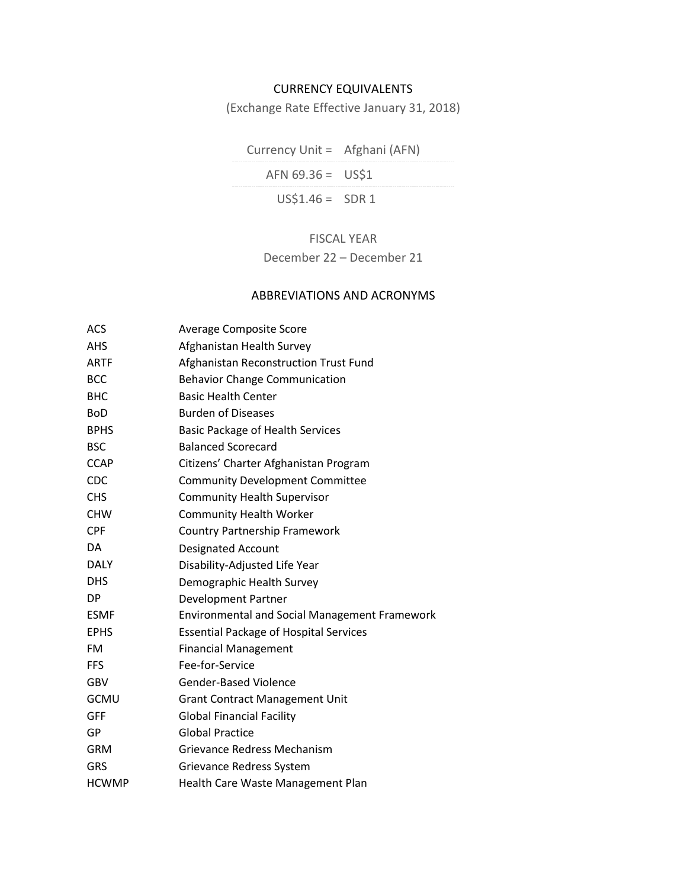# CURRENCY EQUIVALENTS

(Exchange Rate Effective January 31, 2018)

| Currency Unit = | Afghani (AFN) |
|---|---|
| AFN 69.36 = | US$1 |
| US$1.46 = | SDR 1 |

FISCAL YEAR

December 22 – December 21

# ABBREVIATIONS AND ACRONYMS

| | |
|---|---|
| ACS | Average Composite Score |
| AHS | Afghanistan Health Survey |
| ARTF | Afghanistan Reconstruction Trust Fund |
| BCC | Behavior Change Communication |
| BHC | Basic Health Center |
| BoD | Burden of Diseases |
| BPHS | Basic Package of Health Services |
| BSC | Balanced Scorecard |
| CCAP | Citizens' Charter Afghanistan Program |
| CDC | Community Development Committee |
| CHS | Community Health Supervisor |
| CHW | Community Health Worker |
| CPF | Country Partnership Framework |
| DA | Designated Account |
| DALY | Disability-Adjusted Life Year |
| DHS | Demographic Health Survey |
| DP | Development Partner |
| ESMF | Environmental and Social Management Framework |
| EPHS | Essential Package of Hospital Services |
| FM | Financial Management |
| FFS | Fee-for-Service |
| GBV | Gender-Based Violence |
| GCMU | Grant Contract Management Unit |
| GFF | Global Financial Facility |
| GP | Global Practice |
| GRM | Grievance Redress Mechanism |
| GRS | Grievance Redress System |
| HCWMP | Health Care Waste Management Plan |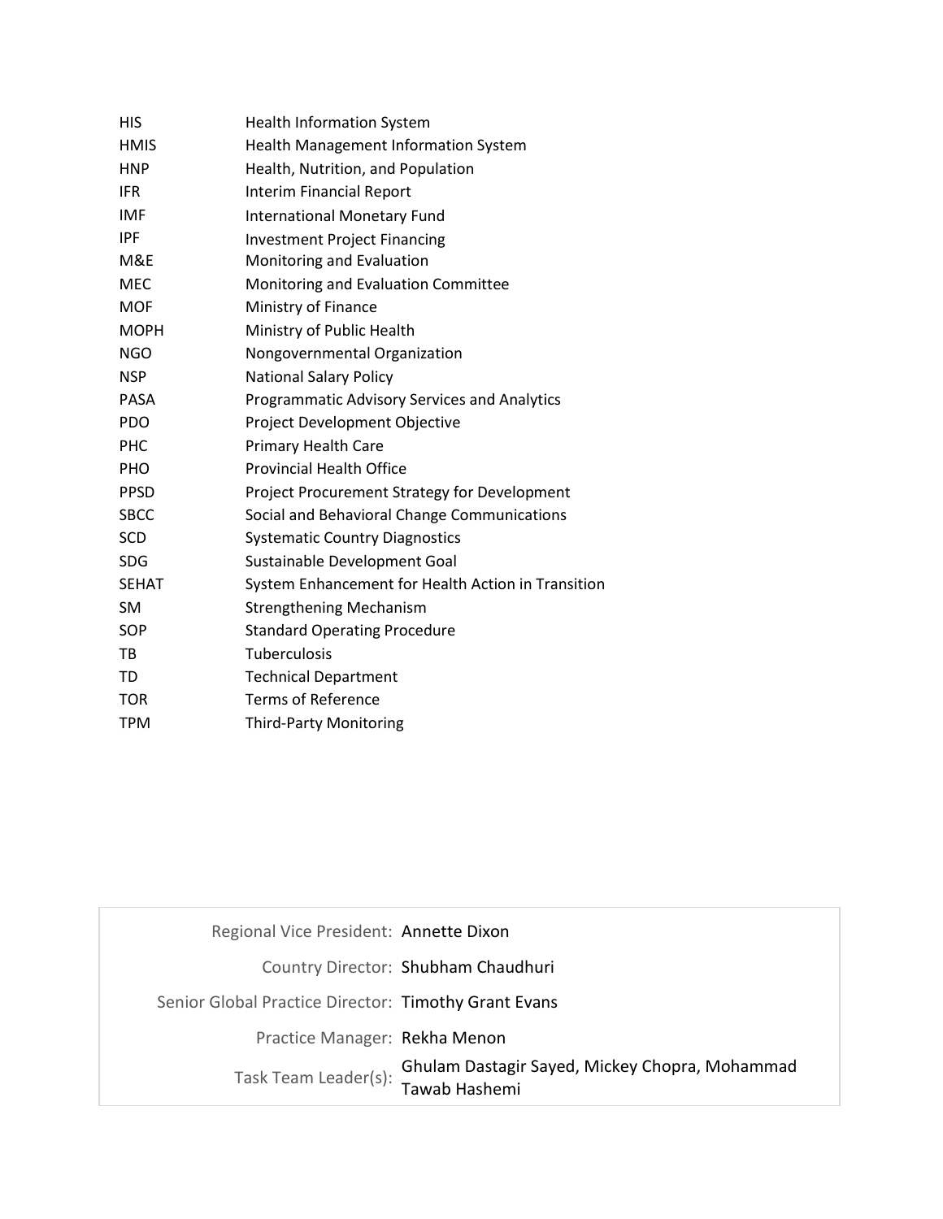| | |
|---|---|
| HIS | Health Information System |
| HMIS | Health Management Information System |
| HNP | Health, Nutrition, and Population |
| IFR | Interim Financial Report |
| IMF | International Monetary Fund |
| IPF | Investment Project Financing |
| M&E | Monitoring and Evaluation |
| MEC | Monitoring and Evaluation Committee |
| MOF | Ministry of Finance |
| MOPH | Ministry of Public Health |
| NGO | Nongovernmental Organization |
| NSP | National Salary Policy |
| PASA | Programmatic Advisory Services and Analytics |
| PDO | Project Development Objective |
| PHC | Primary Health Care |
| PHO | Provincial Health Office |
| PPSD | Project Procurement Strategy for Development |
| SBCC | Social and Behavioral Change Communications |
| SCD | Systematic Country Diagnostics |
| SDG | Sustainable Development Goal |
| SEHAT | System Enhancement for Health Action in Transition |
| SM | Strengthening Mechanism |
| SOP | Standard Operating Procedure |
| TB | Tuberculosis |
| TD | Technical Department |
| TOR | Terms of Reference |
| TPM | Third-Party Monitoring |

| | |
|---|---|
| Regional Vice President: | Annette Dixon |
| Country Director: | Shubham Chaudhuri |
| Senior Global Practice Director: | Timothy Grant Evans |
| Practice Manager: | Rekha Menon |
| Task Team Leader(s): | Ghulam Dastagir Sayed, Mickey Chopra, Mohammad Tawab Hashemi |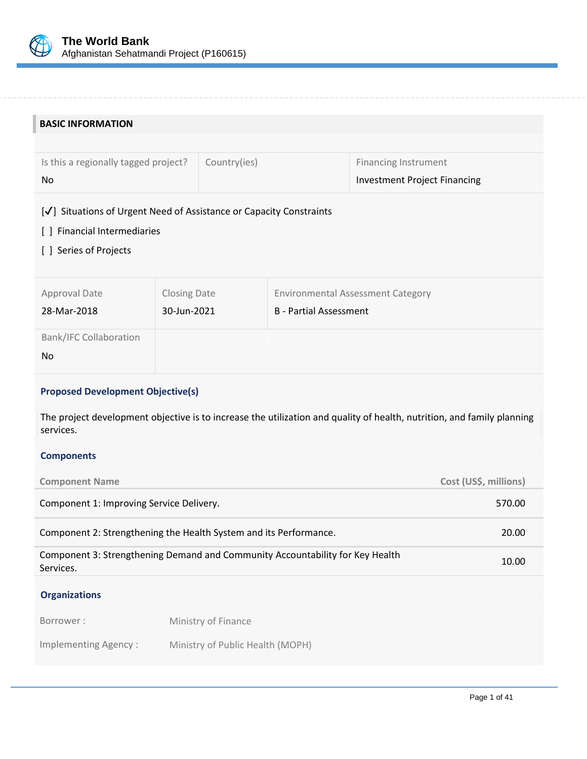## BASIC INFORMATION

| Is this a regionally tagged project? | Country(ies) | Financing Instrument |
|---|---|---|
| No | | Investment Project Financing |

[✓] Situations of Urgent Need of Assistance or Capacity Constraints

[ ] Financial Intermediaries

[ ] Series of Projects

| Approval Date | Closing Date | Environmental Assessment Category |
|---|---|---|
| 28-Mar-2018 | 30-Jun-2021 | B - Partial Assessment |

| Bank/IFC Collaboration |
|---|
| No |

### Proposed Development Objective(s)

The project development objective is to increase the utilization and quality of health, nutrition, and family planning services.

### Components

| Component Name | Cost (US$, millions) |
|---|---|
| Component 1: Improving Service Delivery. | 570.00 |
| Component 2: Strengthening the Health System and its Performance. | 20.00 |
| Component 3: Strengthening Demand and Community Accountability for Key Health Services. | 10.00 |

### Organizations

| | |
|---|---|
| Borrower : | Ministry of Finance |
| Implementing Agency : | Ministry of Public Health (MOPH) |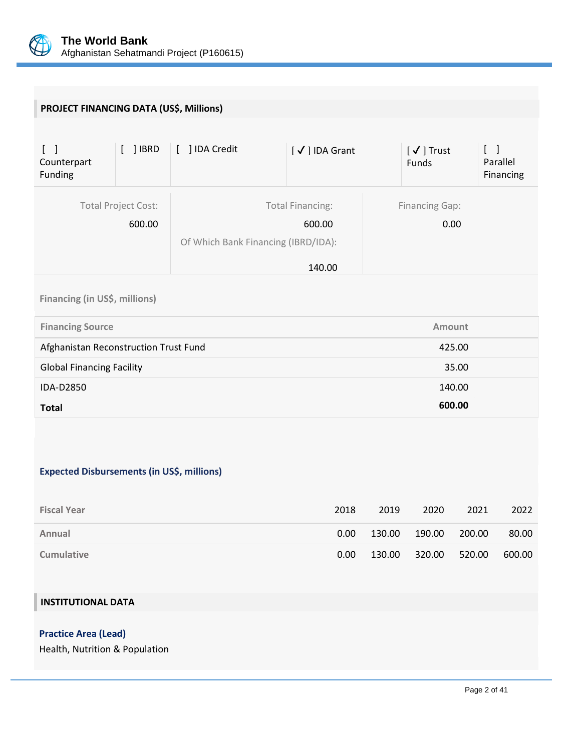## PROJECT FINANCING DATA (US$, Millions)

| [ ] Counterpart Funding | [ ] IBRD | [ ] IDA Credit | [ ✓ ] IDA Grant | [ ✓ ] Trust Funds | [ ] Parallel Financing |
|---|---|---|---|---|---|

| Total Project Cost: | Total Financing: | Financing Gap: |
|---|---|---|
| 600.00 | 600.00 | 0.00 |
| | Of Which Bank Financing (IBRD/IDA): | |
| | 140.00 | |

### Financing (in US$, millions)

| Financing Source | Amount |
|---|---|
| Afghanistan Reconstruction Trust Fund | 425.00 |
| Global Financing Facility | 35.00 |
| IDA-D2850 | 140.00 |
| **Total** | **600.00** |

### Expected Disbursements (in US$, millions)

| Fiscal Year | 2018 | 2019 | 2020 | 2021 | 2022 |
|---|---|---|---|---|---|
| Annual | 0.00 | 130.00 | 190.00 | 200.00 | 80.00 |
| Cumulative | 0.00 | 130.00 | 320.00 | 520.00 | 600.00 |

## INSTITUTIONAL DATA

### Practice Area (Lead)

Health, Nutrition & Population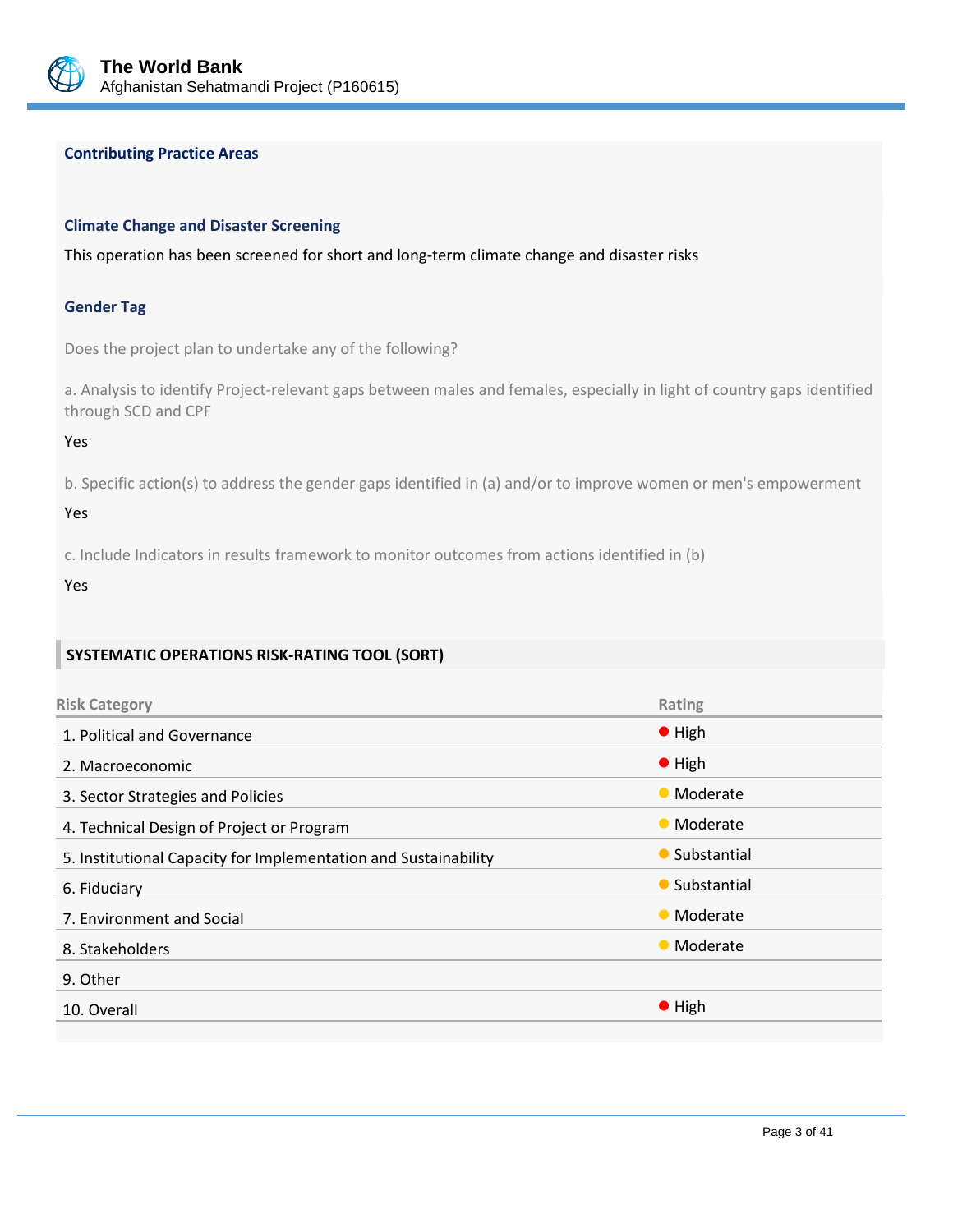### Contributing Practice Areas

### Climate Change and Disaster Screening

This operation has been screened for short and long-term climate change and disaster risks

### Gender Tag

Does the project plan to undertake any of the following?

a. Analysis to identify Project-relevant gaps between males and females, especially in light of country gaps identified through SCD and CPF

Yes

b. Specific action(s) to address the gender gaps identified in (a) and/or to improve women or men's empowerment

Yes

c. Include Indicators in results framework to monitor outcomes from actions identified in (b)

Yes

### SYSTEMATIC OPERATIONS RISK-RATING TOOL (SORT)

| Risk Category | Rating |
|---|---|
| 1. Political and Governance | High |
| 2. Macroeconomic | High |
| 3. Sector Strategies and Policies | Moderate |
| 4. Technical Design of Project or Program | Moderate |
| 5. Institutional Capacity for Implementation and Sustainability | Substantial |
| 6. Fiduciary | Substantial |
| 7. Environment and Social | Moderate |
| 8. Stakeholders | Moderate |
| 9. Other | |
| 10. Overall | High |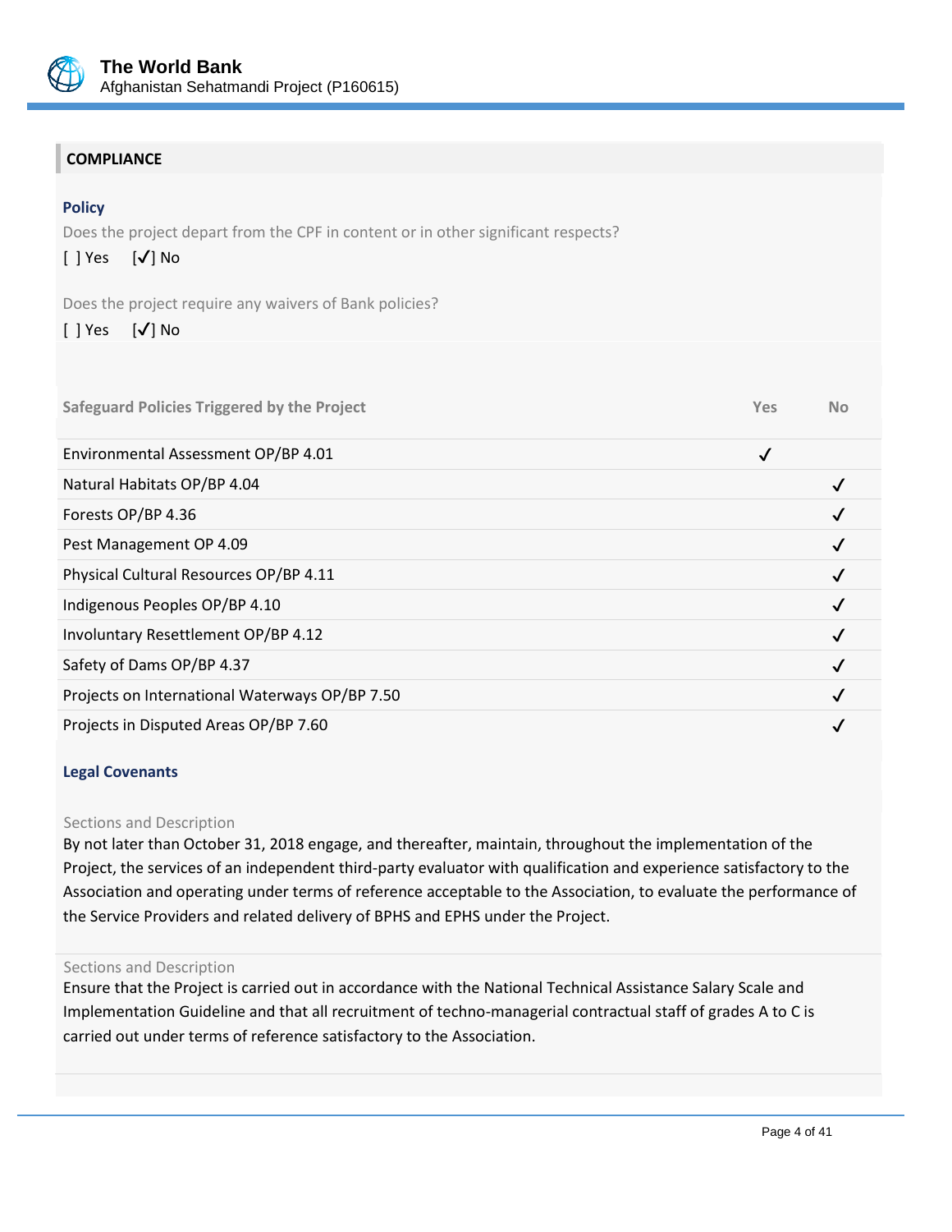## COMPLIANCE

### Policy

Does the project depart from the CPF in content or in other significant respects?

[ ] Yes [✓] No

Does the project require any waivers of Bank policies?

[ ] Yes [✓] No

| Safeguard Policies Triggered by the Project | Yes | No |
|---|---|---|
| Environmental Assessment OP/BP 4.01 | ✓ | |
| Natural Habitats OP/BP 4.04 | | ✓ |
| Forests OP/BP 4.36 | | ✓ |
| Pest Management OP 4.09 | | ✓ |
| Physical Cultural Resources OP/BP 4.11 | | ✓ |
| Indigenous Peoples OP/BP 4.10 | | ✓ |
| Involuntary Resettlement OP/BP 4.12 | | ✓ |
| Safety of Dams OP/BP 4.37 | | ✓ |
| Projects on International Waterways OP/BP 7.50 | | ✓ |
| Projects in Disputed Areas OP/BP 7.60 | | ✓ |

### Legal Covenants

Sections and Description

By not later than October 31, 2018 engage, and thereafter, maintain, throughout the implementation of the Project, the services of an independent third-party evaluator with qualification and experience satisfactory to the Association and operating under terms of reference acceptable to the Association, to evaluate the performance of the Service Providers and related delivery of BPHS and EPHS under the Project.

Sections and Description

Ensure that the Project is carried out in accordance with the National Technical Assistance Salary Scale and Implementation Guideline and that all recruitment of techno-managerial contractual staff of grades A to C is carried out under terms of reference satisfactory to the Association.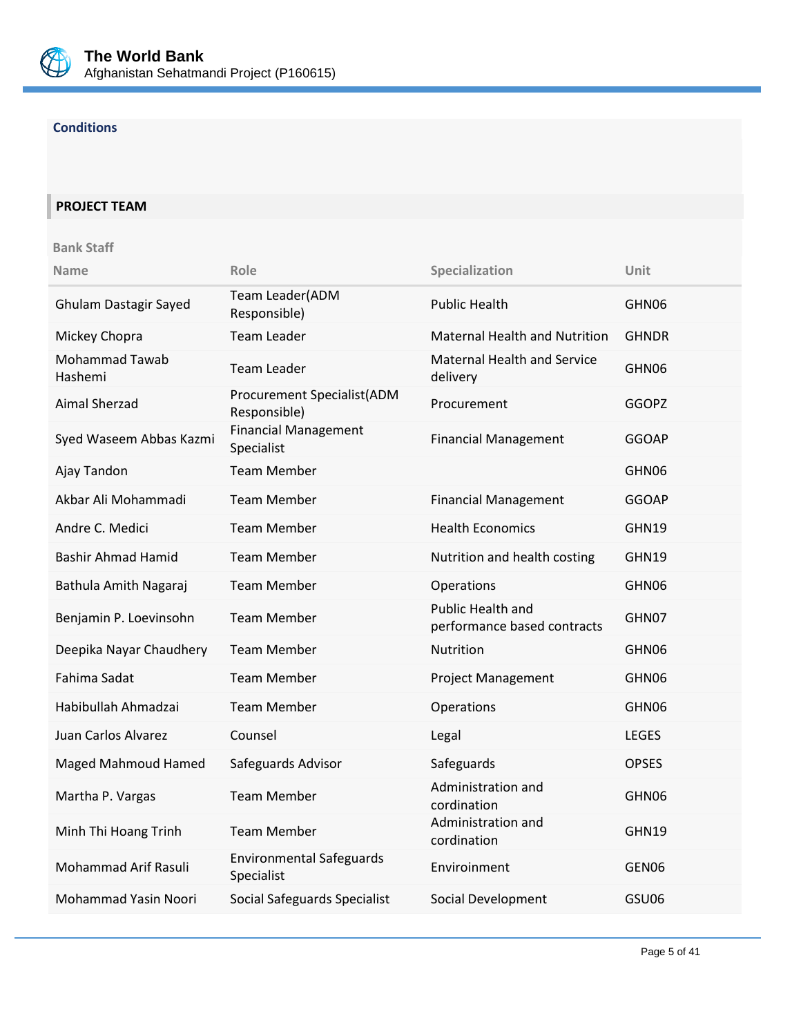### Conditions

## PROJECT TEAM

**Bank Staff**

| Name | Role | Specialization | Unit |
| --- | --- | --- | --- |
| Ghulam Dastagir Sayed | Team Leader(ADM Responsible) | Public Health | GHN06 |
| Mickey Chopra | Team Leader | Maternal Health and Nutrition | GHNDR |
| Mohammad Tawab Hashemi | Team Leader | Maternal Health and Service delivery | GHN06 |
| Aimal Sherzad | Procurement Specialist(ADM Responsible) | Procurement | GGOPZ |
| Syed Waseem Abbas Kazmi | Financial Management Specialist | Financial Management | GGOAP |
| Ajay Tandon | Team Member | | GHN06 |
| Akbar Ali Mohammadi | Team Member | Financial Management | GGOAP |
| Andre C. Medici | Team Member | Health Economics | GHN19 |
| Bashir Ahmad Hamid | Team Member | Nutrition and health costing | GHN19 |
| Bathula Amith Nagaraj | Team Member | Operations | GHN06 |
| Benjamin P. Loevinsohn | Team Member | Public Health and performance based contracts | GHN07 |
| Deepika Nayar Chaudhery | Team Member | Nutrition | GHN06 |
| Fahima Sadat | Team Member | Project Management | GHN06 |
| Habibullah Ahmadzai | Team Member | Operations | GHN06 |
| Juan Carlos Alvarez | Counsel | Legal | LEGES |
| Maged Mahmoud Hamed | Safeguards Advisor | Safeguards | OPSES |
| Martha P. Vargas | Team Member | Administration and cordination | GHN06 |
| Minh Thi Hoang Trinh | Team Member | Administration and cordination | GHN19 |
| Mohammad Arif Rasuli | Environmental Safeguards Specialist | Enviroinment | GEN06 |
| Mohammad Yasin Noori | Social Safeguards Specialist | Social Development | GSU06 |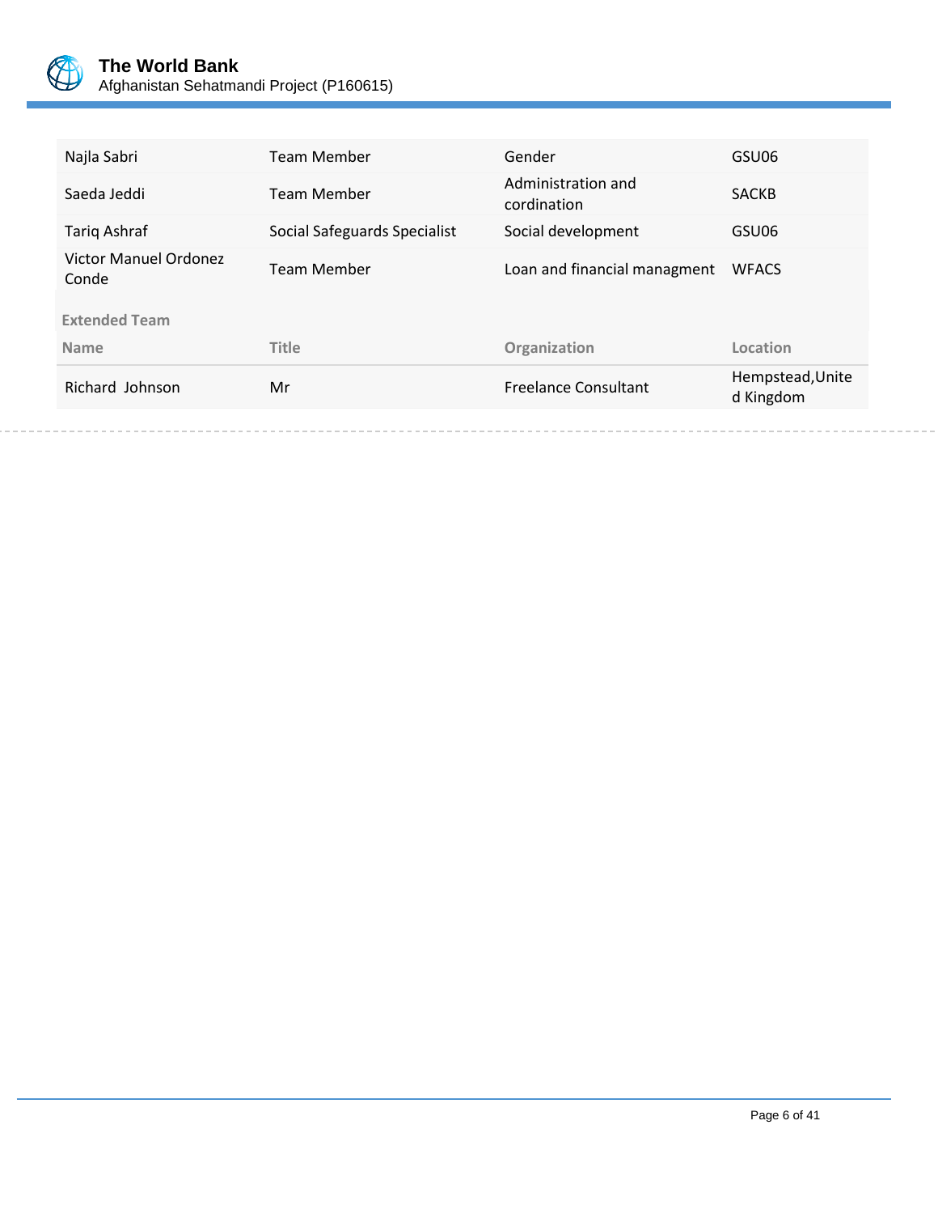| | | | |
|---|---|---|---|
| Najla Sabri | Team Member | Gender | GSU06 |
| Saeda Jeddi | Team Member | Administration and cordination | SACKB |
| Tariq Ashraf | Social Safeguards Specialist | Social development | GSU06 |
| Victor Manuel Ordonez Conde | Team Member | Loan and financial managment | WFACS |

**Extended Team**

| Name | Title | Organization | Location |
|---|---|---|---|
| Richard Johnson | Mr | Freelance Consultant | Hempstead,United Kingdom |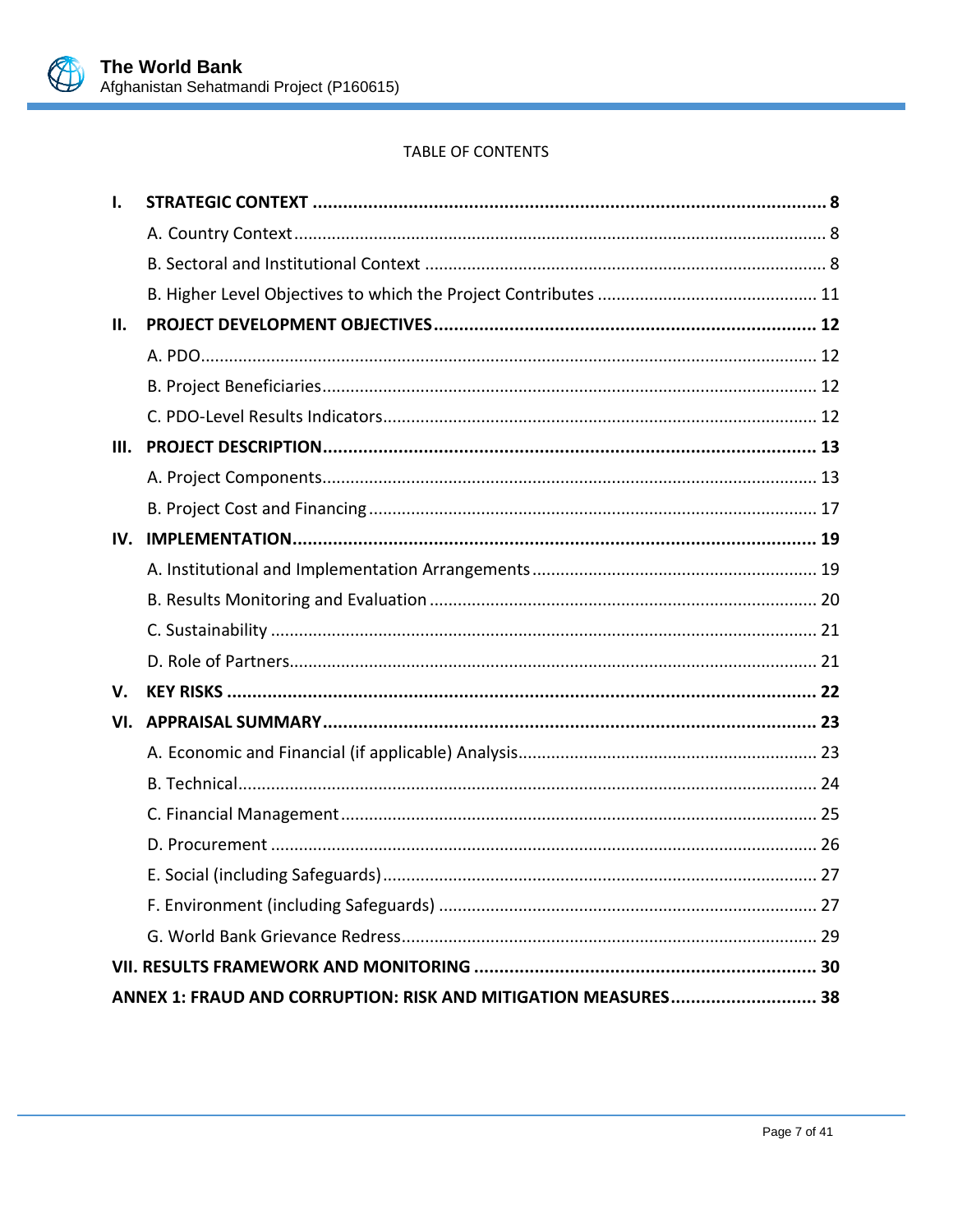TABLE OF CONTENTS

| | | |
|---|---|---|
| **I.** | **STRATEGIC CONTEXT** | **8** |
| | A. Country Context | 8 |
| | B. Sectoral and Institutional Context | 8 |
| | B. Higher Level Objectives to which the Project Contributes | 11 |
| **II.** | **PROJECT DEVELOPMENT OBJECTIVES** | **12** |
| | A. PDO | 12 |
| | B. Project Beneficiaries | 12 |
| | C. PDO-Level Results Indicators | 12 |
| **III.** | **PROJECT DESCRIPTION** | **13** |
| | A. Project Components | 13 |
| | B. Project Cost and Financing | 17 |
| **IV.** | **IMPLEMENTATION** | **19** |
| | A. Institutional and Implementation Arrangements | 19 |
| | B. Results Monitoring and Evaluation | 20 |
| | C. Sustainability | 21 |
| | D. Role of Partners | 21 |
| **V.** | **KEY RISKS** | **22** |
| **VI.** | **APPRAISAL SUMMARY** | **23** |
| | A. Economic and Financial (if applicable) Analysis | 23 |
| | B. Technical | 24 |
| | C. Financial Management | 25 |
| | D. Procurement | 26 |
| | E. Social (including Safeguards) | 27 |
| | F. Environment (including Safeguards) | 27 |
| | G. World Bank Grievance Redress | 29 |
| **VII.** | **RESULTS FRAMEWORK AND MONITORING** | **30** |
| | **ANNEX 1: FRAUD AND CORRUPTION: RISK AND MITIGATION MEASURES** | **38** |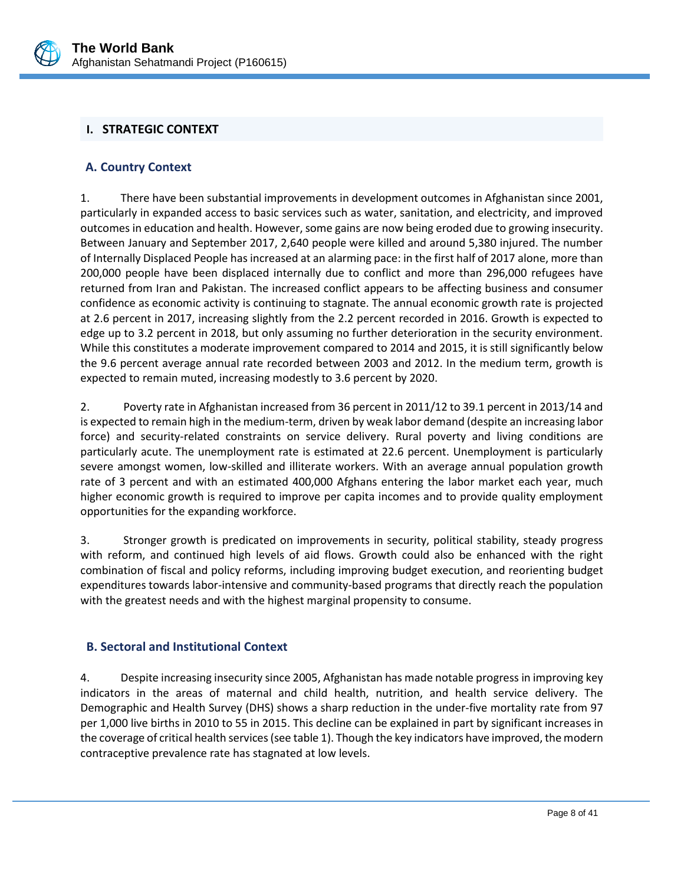## I. STRATEGIC CONTEXT

### A. Country Context

1. There have been substantial improvements in development outcomes in Afghanistan since 2001, particularly in expanded access to basic services such as water, sanitation, and electricity, and improved outcomes in education and health. However, some gains are now being eroded due to growing insecurity. Between January and September 2017, 2,640 people were killed and around 5,380 injured. The number of Internally Displaced People has increased at an alarming pace: in the first half of 2017 alone, more than 200,000 people have been displaced internally due to conflict and more than 296,000 refugees have returned from Iran and Pakistan. The increased conflict appears to be affecting business and consumer confidence as economic activity is continuing to stagnate. The annual economic growth rate is projected at 2.6 percent in 2017, increasing slightly from the 2.2 percent recorded in 2016. Growth is expected to edge up to 3.2 percent in 2018, but only assuming no further deterioration in the security environment. While this constitutes a moderate improvement compared to 2014 and 2015, it is still significantly below the 9.6 percent average annual rate recorded between 2003 and 2012. In the medium term, growth is expected to remain muted, increasing modestly to 3.6 percent by 2020.

2. Poverty rate in Afghanistan increased from 36 percent in 2011/12 to 39.1 percent in 2013/14 and is expected to remain high in the medium-term, driven by weak labor demand (despite an increasing labor force) and security-related constraints on service delivery. Rural poverty and living conditions are particularly acute. The unemployment rate is estimated at 22.6 percent. Unemployment is particularly severe amongst women, low-skilled and illiterate workers. With an average annual population growth rate of 3 percent and with an estimated 400,000 Afghans entering the labor market each year, much higher economic growth is required to improve per capita incomes and to provide quality employment opportunities for the expanding workforce.

3. Stronger growth is predicated on improvements in security, political stability, steady progress with reform, and continued high levels of aid flows. Growth could also be enhanced with the right combination of fiscal and policy reforms, including improving budget execution, and reorienting budget expenditures towards labor-intensive and community-based programs that directly reach the population with the greatest needs and with the highest marginal propensity to consume.

### B. Sectoral and Institutional Context

4. Despite increasing insecurity since 2005, Afghanistan has made notable progress in improving key indicators in the areas of maternal and child health, nutrition, and health service delivery. The Demographic and Health Survey (DHS) shows a sharp reduction in the under-five mortality rate from 97 per 1,000 live births in 2010 to 55 in 2015. This decline can be explained in part by significant increases in the coverage of critical health services (see table 1). Though the key indicators have improved, the modern contraceptive prevalence rate has stagnated at low levels.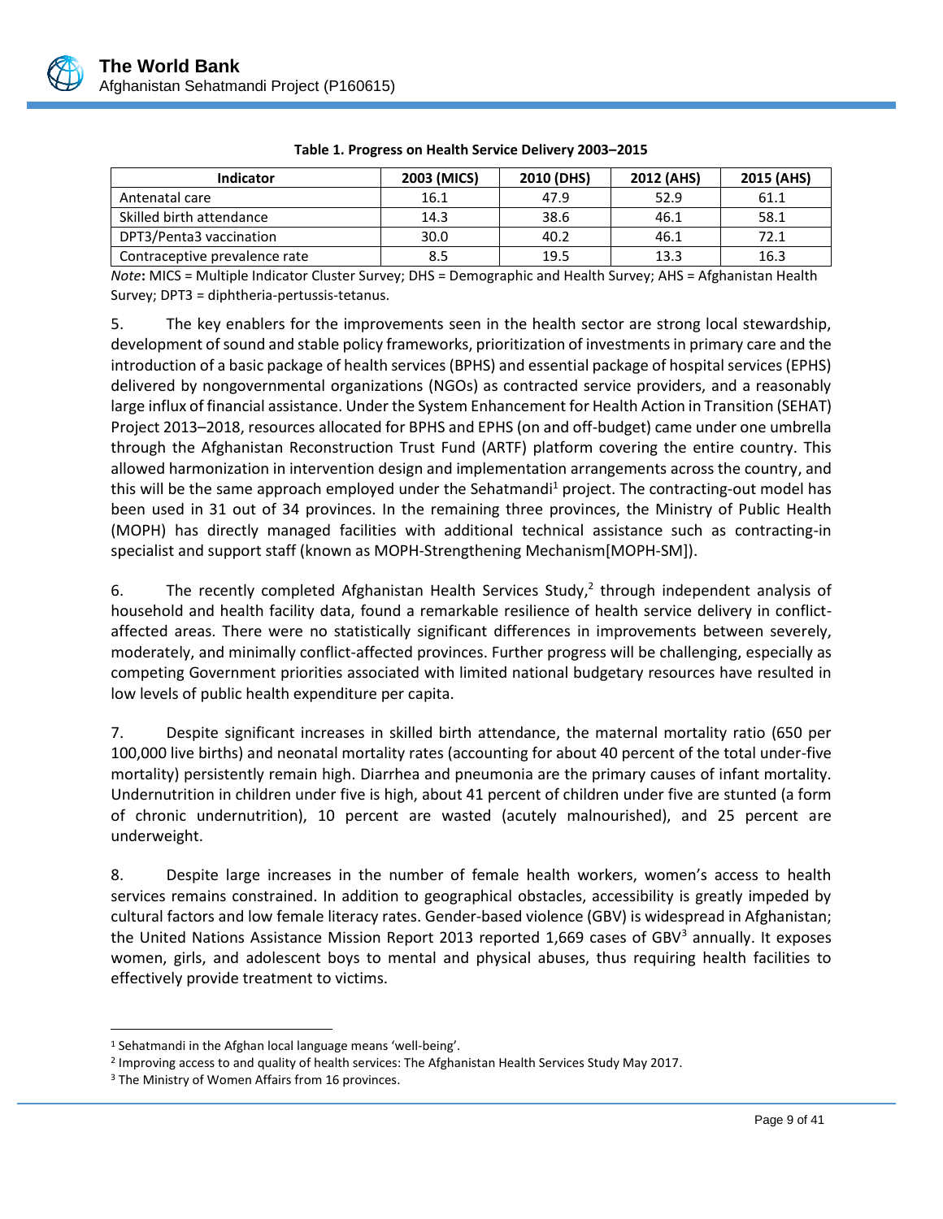**Table 1. Progress on Health Service Delivery 2003–2015**

| Indicator | 2003 (MICS) | 2010 (DHS) | 2012 (AHS) | 2015 (AHS) |
|---|---|---|---|---|
| Antenatal care | 16.1 | 47.9 | 52.9 | 61.1 |
| Skilled birth attendance | 14.3 | 38.6 | 46.1 | 58.1 |
| DPT3/Penta3 vaccination | 30.0 | 40.2 | 46.1 | 72.1 |
| Contraceptive prevalence rate | 8.5 | 19.5 | 13.3 | 16.3 |

*Note***:** MICS = Multiple Indicator Cluster Survey; DHS = Demographic and Health Survey; AHS = Afghanistan Health Survey; DPT3 = diphtheria-pertussis-tetanus.

5. The key enablers for the improvements seen in the health sector are strong local stewardship, development of sound and stable policy frameworks, prioritization of investments in primary care and the introduction of a basic package of health services (BPHS) and essential package of hospital services (EPHS) delivered by nongovernmental organizations (NGOs) as contracted service providers, and a reasonably large influx of financial assistance. Under the System Enhancement for Health Action in Transition (SEHAT) Project 2013–2018, resources allocated for BPHS and EPHS (on and off-budget) came under one umbrella through the Afghanistan Reconstruction Trust Fund (ARTF) platform covering the entire country. This allowed harmonization in intervention design and implementation arrangements across the country, and this will be the same approach employed under the Sehatmandi[1] project. The contracting-out model has been used in 31 out of 34 provinces. In the remaining three provinces, the Ministry of Public Health (MOPH) has directly managed facilities with additional technical assistance such as contracting-in specialist and support staff (known as MOPH-Strengthening Mechanism[MOPH-SM]).

6. The recently completed Afghanistan Health Services Study,[2] through independent analysis of household and health facility data, found a remarkable resilience of health service delivery in conflict-affected areas. There were no statistically significant differences in improvements between severely, moderately, and minimally conflict-affected provinces. Further progress will be challenging, especially as competing Government priorities associated with limited national budgetary resources have resulted in low levels of public health expenditure per capita.

7. Despite significant increases in skilled birth attendance, the maternal mortality ratio (650 per 100,000 live births) and neonatal mortality rates (accounting for about 40 percent of the total under-five mortality) persistently remain high. Diarrhea and pneumonia are the primary causes of infant mortality. Undernutrition in children under five is high, about 41 percent of children under five are stunted (a form of chronic undernutrition), 10 percent are wasted (acutely malnourished), and 25 percent are underweight.

8. Despite large increases in the number of female health workers, women's access to health services remains constrained. In addition to geographical obstacles, accessibility is greatly impeded by cultural factors and low female literacy rates. Gender-based violence (GBV) is widespread in Afghanistan; the United Nations Assistance Mission Report 2013 reported 1,669 cases of GBV[3] annually. It exposes women, girls, and adolescent boys to mental and physical abuses, thus requiring health facilities to effectively provide treatment to victims.

---

[1] Sehatmandi in the Afghan local language means 'well-being'.

[2] Improving access to and quality of health services: The Afghanistan Health Services Study May 2017.

[3] The Ministry of Women Affairs from 16 provinces.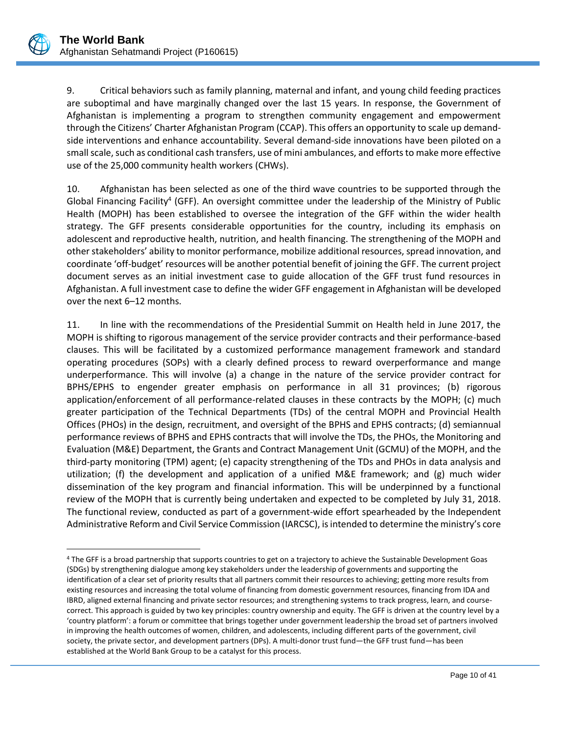9. Critical behaviors such as family planning, maternal and infant, and young child feeding practices are suboptimal and have marginally changed over the last 15 years. In response, the Government of Afghanistan is implementing a program to strengthen community engagement and empowerment through the Citizens' Charter Afghanistan Program (CCAP). This offers an opportunity to scale up demand-side interventions and enhance accountability. Several demand-side innovations have been piloted on a small scale, such as conditional cash transfers, use of mini ambulances, and efforts to make more effective use of the 25,000 community health workers (CHWs).

10. Afghanistan has been selected as one of the third wave countries to be supported through the Global Financing Facility[4] (GFF). An oversight committee under the leadership of the Ministry of Public Health (MOPH) has been established to oversee the integration of the GFF within the wider health strategy. The GFF presents considerable opportunities for the country, including its emphasis on adolescent and reproductive health, nutrition, and health financing. The strengthening of the MOPH and other stakeholders' ability to monitor performance, mobilize additional resources, spread innovation, and coordinate 'off-budget' resources will be another potential benefit of joining the GFF. The current project document serves as an initial investment case to guide allocation of the GFF trust fund resources in Afghanistan. A full investment case to define the wider GFF engagement in Afghanistan will be developed over the next 6–12 months.

11. In line with the recommendations of the Presidential Summit on Health held in June 2017, the MOPH is shifting to rigorous management of the service provider contracts and their performance-based clauses. This will be facilitated by a customized performance management framework and standard operating procedures (SOPs) with a clearly defined process to reward overperformance and mange underperformance. This will involve (a) a change in the nature of the service provider contract for BPHS/EPHS to engender greater emphasis on performance in all 31 provinces; (b) rigorous application/enforcement of all performance-related clauses in these contracts by the MOPH; (c) much greater participation of the Technical Departments (TDs) of the central MOPH and Provincial Health Offices (PHOs) in the design, recruitment, and oversight of the BPHS and EPHS contracts; (d) semiannual performance reviews of BPHS and EPHS contracts that will involve the TDs, the PHOs, the Monitoring and Evaluation (M&E) Department, the Grants and Contract Management Unit (GCMU) of the MOPH, and the third-party monitoring (TPM) agent; (e) capacity strengthening of the TDs and PHOs in data analysis and utilization; (f) the development and application of a unified M&E framework; and (g) much wider dissemination of the key program and financial information. This will be underpinned by a functional review of the MOPH that is currently being undertaken and expected to be completed by July 31, 2018. The functional review, conducted as part of a government-wide effort spearheaded by the Independent Administrative Reform and Civil Service Commission (IARCSC), is intended to determine the ministry's core

---

[4] The GFF is a broad partnership that supports countries to get on a trajectory to achieve the Sustainable Development Goas (SDGs) by strengthening dialogue among key stakeholders under the leadership of governments and supporting the identification of a clear set of priority results that all partners commit their resources to achieving; getting more results from existing resources and increasing the total volume of financing from domestic government resources, financing from IDA and IBRD, aligned external financing and private sector resources; and strengthening systems to track progress, learn, and course-correct. This approach is guided by two key principles: country ownership and equity. The GFF is driven at the country level by a 'country platform': a forum or committee that brings together under government leadership the broad set of partners involved in improving the health outcomes of women, children, and adolescents, including different parts of the government, civil society, the private sector, and development partners (DPs). A multi-donor trust fund—the GFF trust fund—has been established at the World Bank Group to be a catalyst for this process.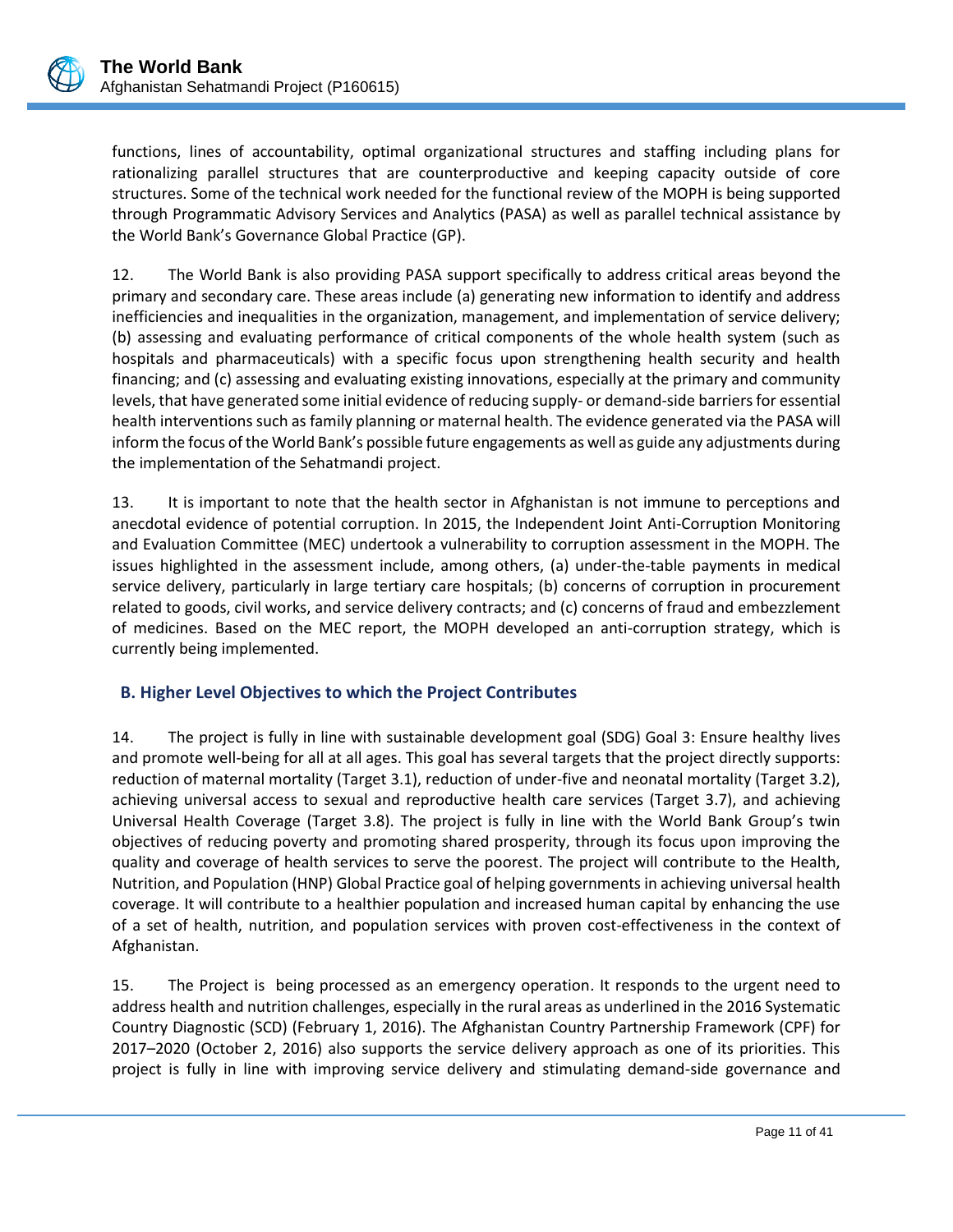functions, lines of accountability, optimal organizational structures and staffing including plans for rationalizing parallel structures that are counterproductive and keeping capacity outside of core structures. Some of the technical work needed for the functional review of the MOPH is being supported through Programmatic Advisory Services and Analytics (PASA) as well as parallel technical assistance by the World Bank's Governance Global Practice (GP).

12. The World Bank is also providing PASA support specifically to address critical areas beyond the primary and secondary care. These areas include (a) generating new information to identify and address inefficiencies and inequalities in the organization, management, and implementation of service delivery; (b) assessing and evaluating performance of critical components of the whole health system (such as hospitals and pharmaceuticals) with a specific focus upon strengthening health security and health financing; and (c) assessing and evaluating existing innovations, especially at the primary and community levels, that have generated some initial evidence of reducing supply- or demand-side barriers for essential health interventions such as family planning or maternal health. The evidence generated via the PASA will inform the focus of the World Bank's possible future engagements as well as guide any adjustments during the implementation of the Sehatmandi project.

13. It is important to note that the health sector in Afghanistan is not immune to perceptions and anecdotal evidence of potential corruption. In 2015, the Independent Joint Anti-Corruption Monitoring and Evaluation Committee (MEC) undertook a vulnerability to corruption assessment in the MOPH. The issues highlighted in the assessment include, among others, (a) under-the-table payments in medical service delivery, particularly in large tertiary care hospitals; (b) concerns of corruption in procurement related to goods, civil works, and service delivery contracts; and (c) concerns of fraud and embezzlement of medicines. Based on the MEC report, the MOPH developed an anti-corruption strategy, which is currently being implemented.

## B. Higher Level Objectives to which the Project Contributes

14. The project is fully in line with sustainable development goal (SDG) Goal 3: Ensure healthy lives and promote well-being for all at all ages. This goal has several targets that the project directly supports: reduction of maternal mortality (Target 3.1), reduction of under-five and neonatal mortality (Target 3.2), achieving universal access to sexual and reproductive health care services (Target 3.7), and achieving Universal Health Coverage (Target 3.8). The project is fully in line with the World Bank Group's twin objectives of reducing poverty and promoting shared prosperity, through its focus upon improving the quality and coverage of health services to serve the poorest. The project will contribute to the Health, Nutrition, and Population (HNP) Global Practice goal of helping governments in achieving universal health coverage. It will contribute to a healthier population and increased human capital by enhancing the use of a set of health, nutrition, and population services with proven cost-effectiveness in the context of Afghanistan.

15. The Project is being processed as an emergency operation. It responds to the urgent need to address health and nutrition challenges, especially in the rural areas as underlined in the 2016 Systematic Country Diagnostic (SCD) (February 1, 2016). The Afghanistan Country Partnership Framework (CPF) for 2017–2020 (October 2, 2016) also supports the service delivery approach as one of its priorities. This project is fully in line with improving service delivery and stimulating demand-side governance and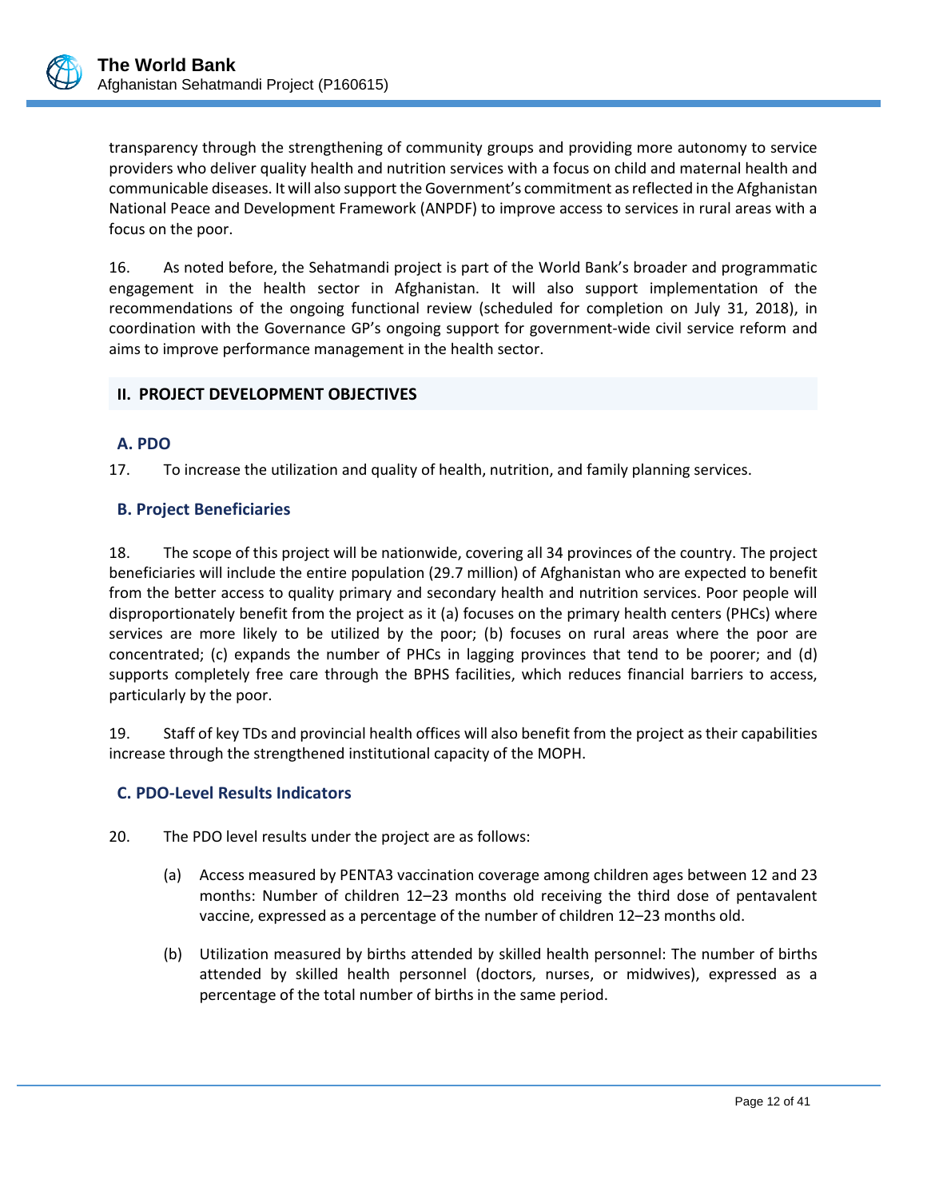transparency through the strengthening of community groups and providing more autonomy to service providers who deliver quality health and nutrition services with a focus on child and maternal health and communicable diseases. It will also support the Government's commitment as reflected in the Afghanistan National Peace and Development Framework (ANPDF) to improve access to services in rural areas with a focus on the poor.

16. As noted before, the Sehatmandi project is part of the World Bank's broader and programmatic engagement in the health sector in Afghanistan. It will also support implementation of the recommendations of the ongoing functional review (scheduled for completion on July 31, 2018), in coordination with the Governance GP's ongoing support for government-wide civil service reform and aims to improve performance management in the health sector.

## II. PROJECT DEVELOPMENT OBJECTIVES

### A. PDO

17. To increase the utilization and quality of health, nutrition, and family planning services.

### B. Project Beneficiaries

18. The scope of this project will be nationwide, covering all 34 provinces of the country. The project beneficiaries will include the entire population (29.7 million) of Afghanistan who are expected to benefit from the better access to quality primary and secondary health and nutrition services. Poor people will disproportionately benefit from the project as it (a) focuses on the primary health centers (PHCs) where services are more likely to be utilized by the poor; (b) focuses on rural areas where the poor are concentrated; (c) expands the number of PHCs in lagging provinces that tend to be poorer; and (d) supports completely free care through the BPHS facilities, which reduces financial barriers to access, particularly by the poor.

19. Staff of key TDs and provincial health offices will also benefit from the project as their capabilities increase through the strengthened institutional capacity of the MOPH.

### C. PDO-Level Results Indicators

20. The PDO level results under the project are as follows:

(a) Access measured by PENTA3 vaccination coverage among children ages between 12 and 23 months: Number of children 12–23 months old receiving the third dose of pentavalent vaccine, expressed as a percentage of the number of children 12–23 months old.

(b) Utilization measured by births attended by skilled health personnel: The number of births attended by skilled health personnel (doctors, nurses, or midwives), expressed as a percentage of the total number of births in the same period.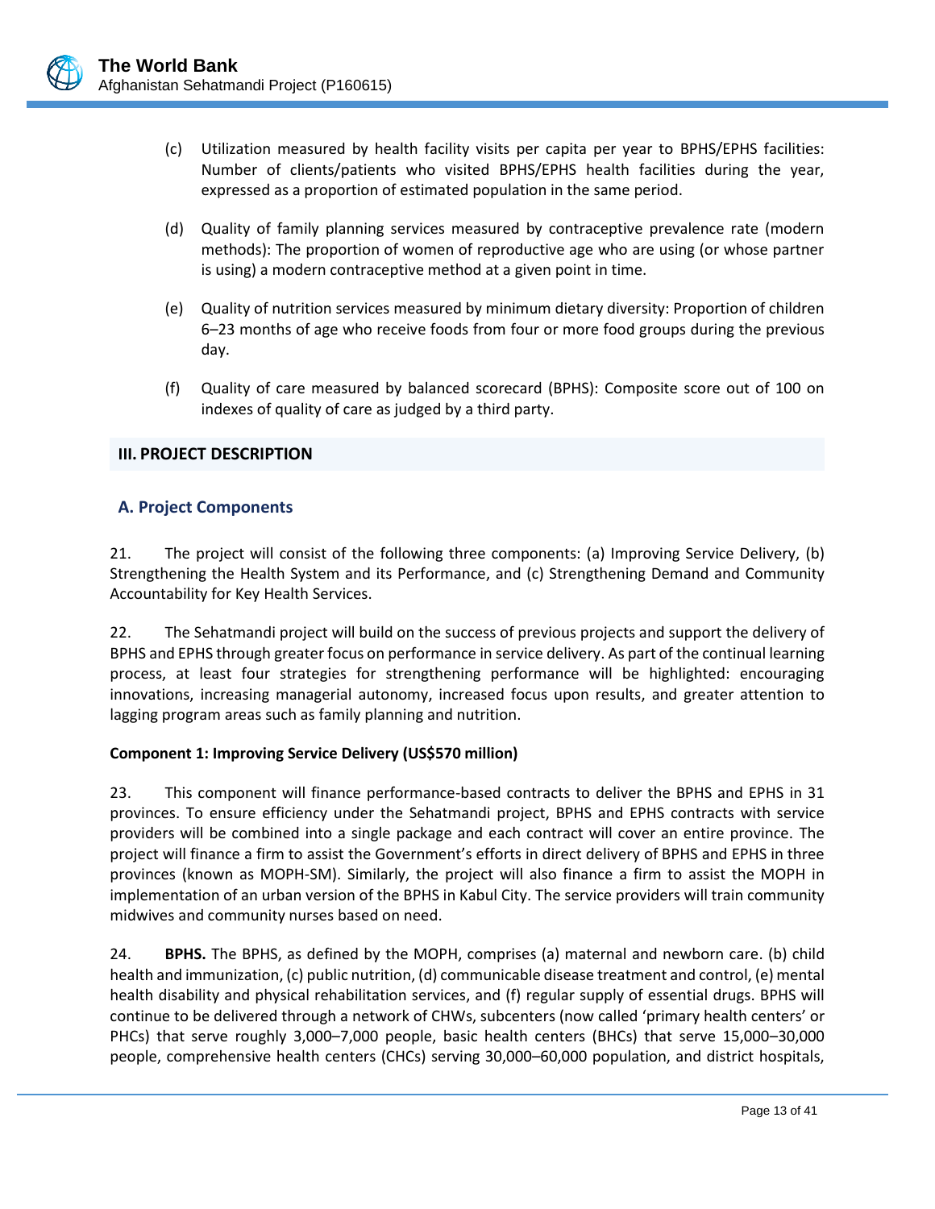(c) Utilization measured by health facility visits per capita per year to BPHS/EPHS facilities: Number of clients/patients who visited BPHS/EPHS health facilities during the year, expressed as a proportion of estimated population in the same period.

(d) Quality of family planning services measured by contraceptive prevalence rate (modern methods): The proportion of women of reproductive age who are using (or whose partner is using) a modern contraceptive method at a given point in time.

(e) Quality of nutrition services measured by minimum dietary diversity: Proportion of children 6–23 months of age who receive foods from four or more food groups during the previous day.

(f) Quality of care measured by balanced scorecard (BPHS): Composite score out of 100 on indexes of quality of care as judged by a third party.

## III. PROJECT DESCRIPTION

### A. Project Components

21. The project will consist of the following three components: (a) Improving Service Delivery, (b) Strengthening the Health System and its Performance, and (c) Strengthening Demand and Community Accountability for Key Health Services.

22. The Sehatmandi project will build on the success of previous projects and support the delivery of BPHS and EPHS through greater focus on performance in service delivery. As part of the continual learning process, at least four strategies for strengthening performance will be highlighted: encouraging innovations, increasing managerial autonomy, increased focus upon results, and greater attention to lagging program areas such as family planning and nutrition.

**Component 1: Improving Service Delivery (US$570 million)**

23. This component will finance performance-based contracts to deliver the BPHS and EPHS in 31 provinces. To ensure efficiency under the Sehatmandi project, BPHS and EPHS contracts with service providers will be combined into a single package and each contract will cover an entire province. The project will finance a firm to assist the Government's efforts in direct delivery of BPHS and EPHS in three provinces (known as MOPH-SM). Similarly, the project will also finance a firm to assist the MOPH in implementation of an urban version of the BPHS in Kabul City. The service providers will train community midwives and community nurses based on need.

24. **BPHS.** The BPHS, as defined by the MOPH, comprises (a) maternal and newborn care. (b) child health and immunization, (c) public nutrition, (d) communicable disease treatment and control, (e) mental health disability and physical rehabilitation services, and (f) regular supply of essential drugs. BPHS will continue to be delivered through a network of CHWs, subcenters (now called 'primary health centers' or PHCs) that serve roughly 3,000–7,000 people, basic health centers (BHCs) that serve 15,000–30,000 people, comprehensive health centers (CHCs) serving 30,000–60,000 population, and district hospitals,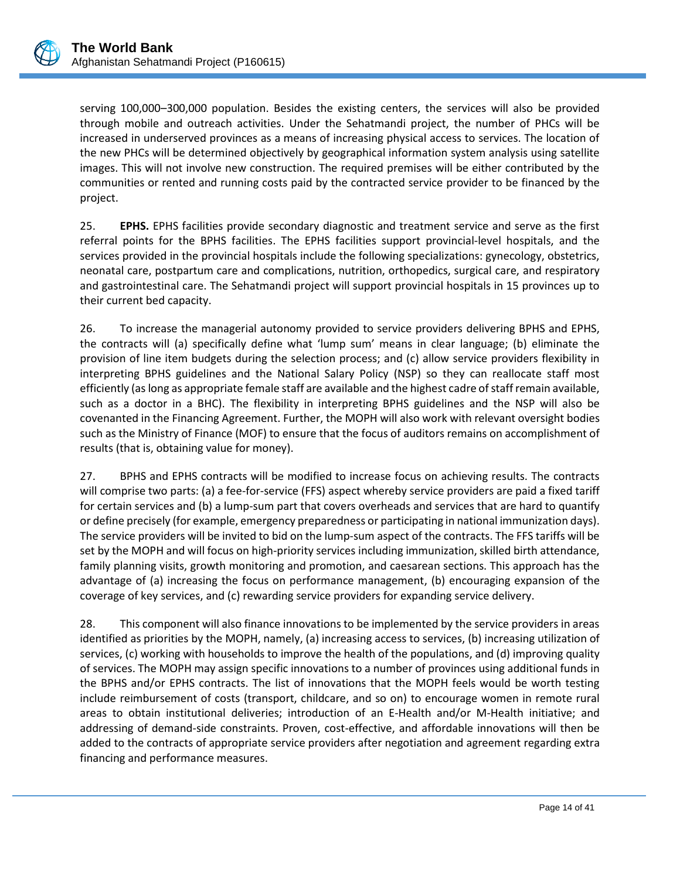serving 100,000–300,000 population. Besides the existing centers, the services will also be provided through mobile and outreach activities. Under the Sehatmandi project, the number of PHCs will be increased in underserved provinces as a means of increasing physical access to services. The location of the new PHCs will be determined objectively by geographical information system analysis using satellite images. This will not involve new construction. The required premises will be either contributed by the communities or rented and running costs paid by the contracted service provider to be financed by the project.

25. **EPHS.** EPHS facilities provide secondary diagnostic and treatment service and serve as the first referral points for the BPHS facilities. The EPHS facilities support provincial-level hospitals, and the services provided in the provincial hospitals include the following specializations: gynecology, obstetrics, neonatal care, postpartum care and complications, nutrition, orthopedics, surgical care, and respiratory and gastrointestinal care. The Sehatmandi project will support provincial hospitals in 15 provinces up to their current bed capacity.

26. To increase the managerial autonomy provided to service providers delivering BPHS and EPHS, the contracts will (a) specifically define what 'lump sum' means in clear language; (b) eliminate the provision of line item budgets during the selection process; and (c) allow service providers flexibility in interpreting BPHS guidelines and the National Salary Policy (NSP) so they can reallocate staff most efficiently (as long as appropriate female staff are available and the highest cadre of staff remain available, such as a doctor in a BHC). The flexibility in interpreting BPHS guidelines and the NSP will also be covenanted in the Financing Agreement. Further, the MOPH will also work with relevant oversight bodies such as the Ministry of Finance (MOF) to ensure that the focus of auditors remains on accomplishment of results (that is, obtaining value for money).

27. BPHS and EPHS contracts will be modified to increase focus on achieving results. The contracts will comprise two parts: (a) a fee-for-service (FFS) aspect whereby service providers are paid a fixed tariff for certain services and (b) a lump-sum part that covers overheads and services that are hard to quantify or define precisely (for example, emergency preparedness or participating in national immunization days). The service providers will be invited to bid on the lump-sum aspect of the contracts. The FFS tariffs will be set by the MOPH and will focus on high-priority services including immunization, skilled birth attendance, family planning visits, growth monitoring and promotion, and caesarean sections. This approach has the advantage of (a) increasing the focus on performance management, (b) encouraging expansion of the coverage of key services, and (c) rewarding service providers for expanding service delivery.

28. This component will also finance innovations to be implemented by the service providers in areas identified as priorities by the MOPH, namely, (a) increasing access to services, (b) increasing utilization of services, (c) working with households to improve the health of the populations, and (d) improving quality of services. The MOPH may assign specific innovations to a number of provinces using additional funds in the BPHS and/or EPHS contracts. The list of innovations that the MOPH feels would be worth testing include reimbursement of costs (transport, childcare, and so on) to encourage women in remote rural areas to obtain institutional deliveries; introduction of an E-Health and/or M-Health initiative; and addressing of demand-side constraints. Proven, cost-effective, and affordable innovations will then be added to the contracts of appropriate service providers after negotiation and agreement regarding extra financing and performance measures.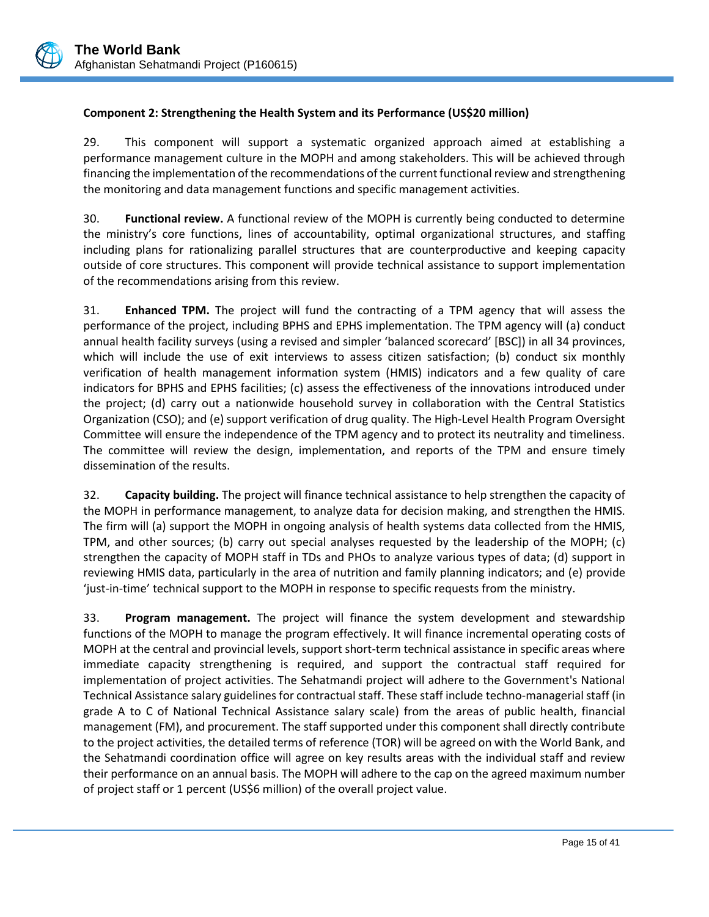**Component 2: Strengthening the Health System and its Performance (US$20 million)**

29. This component will support a systematic organized approach aimed at establishing a performance management culture in the MOPH and among stakeholders. This will be achieved through financing the implementation of the recommendations of the current functional review and strengthening the monitoring and data management functions and specific management activities.

30. **Functional review.** A functional review of the MOPH is currently being conducted to determine the ministry's core functions, lines of accountability, optimal organizational structures, and staffing including plans for rationalizing parallel structures that are counterproductive and keeping capacity outside of core structures. This component will provide technical assistance to support implementation of the recommendations arising from this review.

31. **Enhanced TPM.** The project will fund the contracting of a TPM agency that will assess the performance of the project, including BPHS and EPHS implementation. The TPM agency will (a) conduct annual health facility surveys (using a revised and simpler 'balanced scorecard' [BSC]) in all 34 provinces, which will include the use of exit interviews to assess citizen satisfaction; (b) conduct six monthly verification of health management information system (HMIS) indicators and a few quality of care indicators for BPHS and EPHS facilities; (c) assess the effectiveness of the innovations introduced under the project; (d) carry out a nationwide household survey in collaboration with the Central Statistics Organization (CSO); and (e) support verification of drug quality. The High-Level Health Program Oversight Committee will ensure the independence of the TPM agency and to protect its neutrality and timeliness. The committee will review the design, implementation, and reports of the TPM and ensure timely dissemination of the results.

32. **Capacity building.** The project will finance technical assistance to help strengthen the capacity of the MOPH in performance management, to analyze data for decision making, and strengthen the HMIS. The firm will (a) support the MOPH in ongoing analysis of health systems data collected from the HMIS, TPM, and other sources; (b) carry out special analyses requested by the leadership of the MOPH; (c) strengthen the capacity of MOPH staff in TDs and PHOs to analyze various types of data; (d) support in reviewing HMIS data, particularly in the area of nutrition and family planning indicators; and (e) provide 'just-in-time' technical support to the MOPH in response to specific requests from the ministry.

33. **Program management.** The project will finance the system development and stewardship functions of the MOPH to manage the program effectively. It will finance incremental operating costs of MOPH at the central and provincial levels, support short-term technical assistance in specific areas where immediate capacity strengthening is required, and support the contractual staff required for implementation of project activities. The Sehatmandi project will adhere to the Government's National Technical Assistance salary guidelines for contractual staff. These staff include techno-managerial staff (in grade A to C of National Technical Assistance salary scale) from the areas of public health, financial management (FM), and procurement. The staff supported under this component shall directly contribute to the project activities, the detailed terms of reference (TOR) will be agreed on with the World Bank, and the Sehatmandi coordination office will agree on key results areas with the individual staff and review their performance on an annual basis. The MOPH will adhere to the cap on the agreed maximum number of project staff or 1 percent (US$6 million) of the overall project value.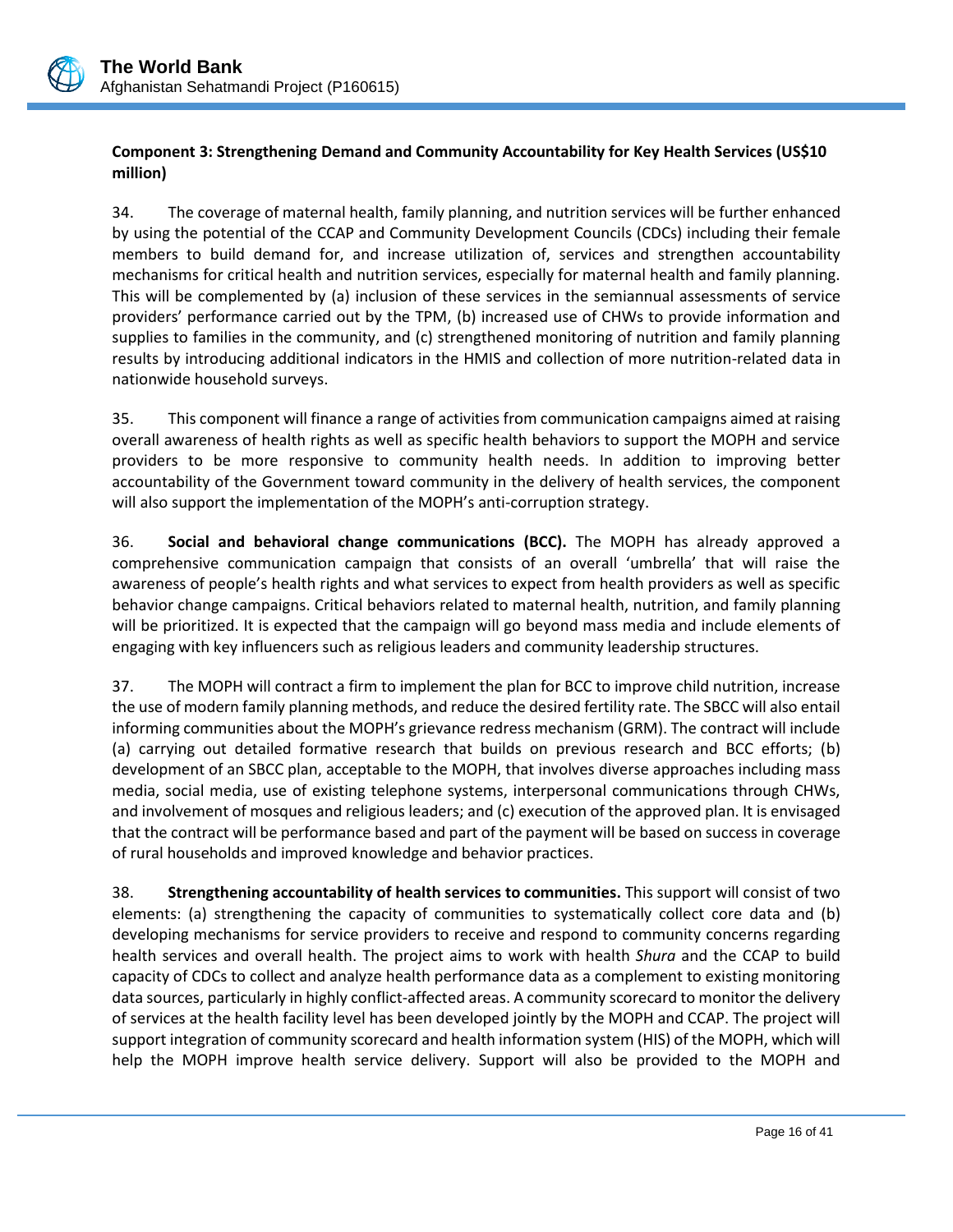**Component 3: Strengthening Demand and Community Accountability for Key Health Services (US$10 million)**

34. The coverage of maternal health, family planning, and nutrition services will be further enhanced by using the potential of the CCAP and Community Development Councils (CDCs) including their female members to build demand for, and increase utilization of, services and strengthen accountability mechanisms for critical health and nutrition services, especially for maternal health and family planning. This will be complemented by (a) inclusion of these services in the semiannual assessments of service providers' performance carried out by the TPM, (b) increased use of CHWs to provide information and supplies to families in the community, and (c) strengthened monitoring of nutrition and family planning results by introducing additional indicators in the HMIS and collection of more nutrition-related data in nationwide household surveys.

35. This component will finance a range of activities from communication campaigns aimed at raising overall awareness of health rights as well as specific health behaviors to support the MOPH and service providers to be more responsive to community health needs. In addition to improving better accountability of the Government toward community in the delivery of health services, the component will also support the implementation of the MOPH's anti-corruption strategy.

36. **Social and behavioral change communications (BCC).** The MOPH has already approved a comprehensive communication campaign that consists of an overall 'umbrella' that will raise the awareness of people's health rights and what services to expect from health providers as well as specific behavior change campaigns. Critical behaviors related to maternal health, nutrition, and family planning will be prioritized. It is expected that the campaign will go beyond mass media and include elements of engaging with key influencers such as religious leaders and community leadership structures.

37. The MOPH will contract a firm to implement the plan for BCC to improve child nutrition, increase the use of modern family planning methods, and reduce the desired fertility rate. The SBCC will also entail informing communities about the MOPH's grievance redress mechanism (GRM). The contract will include (a) carrying out detailed formative research that builds on previous research and BCC efforts; (b) development of an SBCC plan, acceptable to the MOPH, that involves diverse approaches including mass media, social media, use of existing telephone systems, interpersonal communications through CHWs, and involvement of mosques and religious leaders; and (c) execution of the approved plan. It is envisaged that the contract will be performance based and part of the payment will be based on success in coverage of rural households and improved knowledge and behavior practices.

38. **Strengthening accountability of health services to communities.** This support will consist of two elements: (a) strengthening the capacity of communities to systematically collect core data and (b) developing mechanisms for service providers to receive and respond to community concerns regarding health services and overall health. The project aims to work with health *Shura* and the CCAP to build capacity of CDCs to collect and analyze health performance data as a complement to existing monitoring data sources, particularly in highly conflict-affected areas. A community scorecard to monitor the delivery of services at the health facility level has been developed jointly by the MOPH and CCAP. The project will support integration of community scorecard and health information system (HIS) of the MOPH, which will help the MOPH improve health service delivery. Support will also be provided to the MOPH and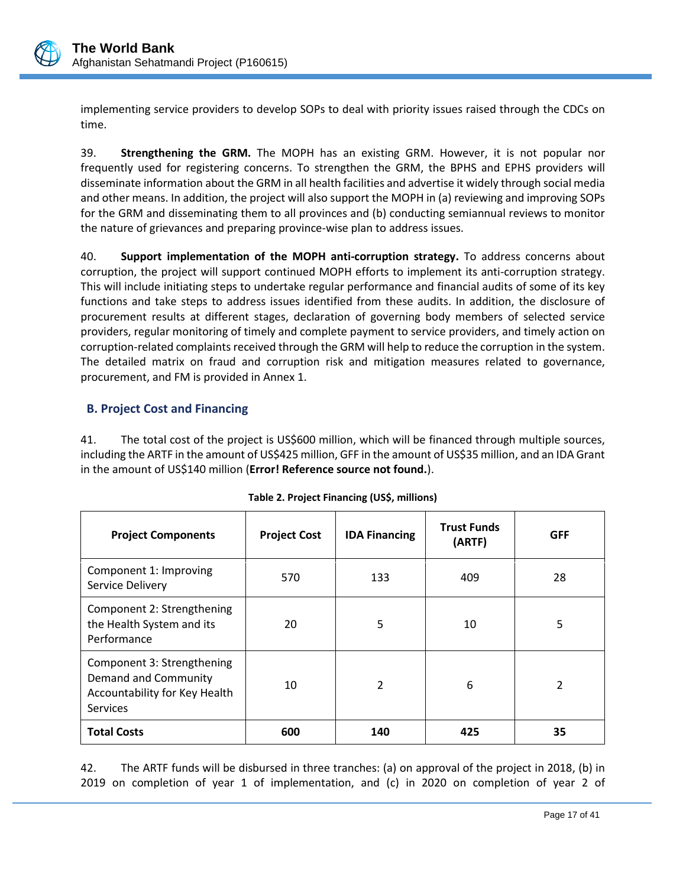implementing service providers to develop SOPs to deal with priority issues raised through the CDCs on time.

39. **Strengthening the GRM.** The MOPH has an existing GRM. However, it is not popular nor frequently used for registering concerns. To strengthen the GRM, the BPHS and EPHS providers will disseminate information about the GRM in all health facilities and advertise it widely through social media and other means. In addition, the project will also support the MOPH in (a) reviewing and improving SOPs for the GRM and disseminating them to all provinces and (b) conducting semiannual reviews to monitor the nature of grievances and preparing province-wise plan to address issues.

40. **Support implementation of the MOPH anti-corruption strategy.** To address concerns about corruption, the project will support continued MOPH efforts to implement its anti-corruption strategy. This will include initiating steps to undertake regular performance and financial audits of some of its key functions and take steps to address issues identified from these audits. In addition, the disclosure of procurement results at different stages, declaration of governing body members of selected service providers, regular monitoring of timely and complete payment to service providers, and timely action on corruption-related complaints received through the GRM will help to reduce the corruption in the system. The detailed matrix on fraud and corruption risk and mitigation measures related to governance, procurement, and FM is provided in Annex 1.

## B. Project Cost and Financing

41. The total cost of the project is US$600 million, which will be financed through multiple sources, including the ARTF in the amount of US$425 million, GFF in the amount of US$35 million, and an IDA Grant in the amount of US$140 million (**Error! Reference source not found.**).

**Table 2. Project Financing (US$, millions)**

| Project Components | Project Cost | IDA Financing | Trust Funds (ARTF) | GFF |
|---|---|---|---|---|
| Component 1: Improving Service Delivery | 570 | 133 | 409 | 28 |
| Component 2: Strengthening the Health System and its Performance | 20 | 5 | 10 | 5 |
| Component 3: Strengthening Demand and Community Accountability for Key Health Services | 10 | 2 | 6 | 2 |
| **Total Costs** | **600** | **140** | **425** | **35** |

42. The ARTF funds will be disbursed in three tranches: (a) on approval of the project in 2018, (b) in 2019 on completion of year 1 of implementation, and (c) in 2020 on completion of year 2 of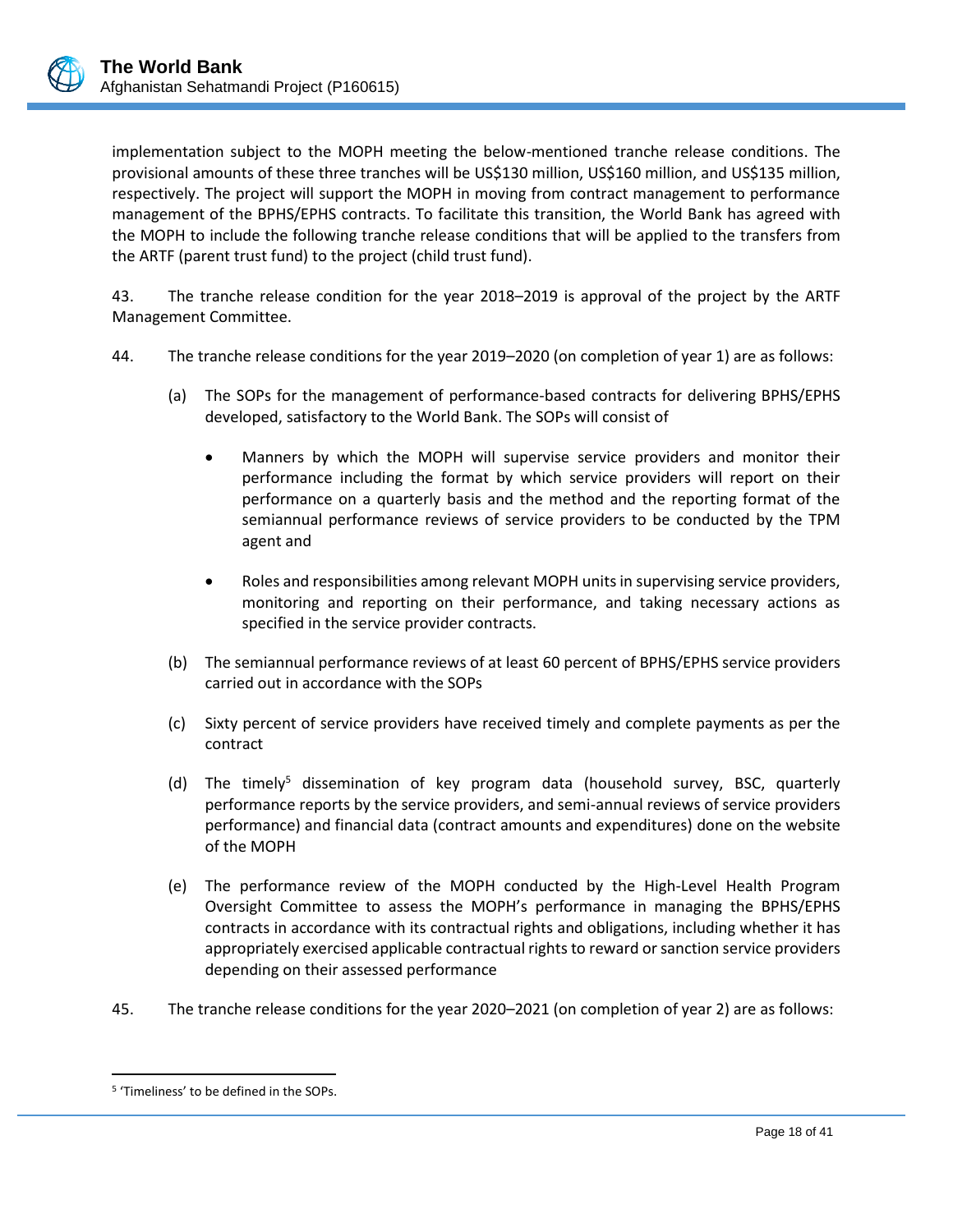implementation subject to the MOPH meeting the below-mentioned tranche release conditions. The provisional amounts of these three tranches will be US$130 million, US$160 million, and US$135 million, respectively. The project will support the MOPH in moving from contract management to performance management of the BPHS/EPHS contracts. To facilitate this transition, the World Bank has agreed with the MOPH to include the following tranche release conditions that will be applied to the transfers from the ARTF (parent trust fund) to the project (child trust fund).

43. The tranche release condition for the year 2018–2019 is approval of the project by the ARTF Management Committee.

44. The tranche release conditions for the year 2019–2020 (on completion of year 1) are as follows:

(a) The SOPs for the management of performance-based contracts for delivering BPHS/EPHS developed, satisfactory to the World Bank. The SOPs will consist of

- Manners by which the MOPH will supervise service providers and monitor their performance including the format by which service providers will report on their performance on a quarterly basis and the method and the reporting format of the semiannual performance reviews of service providers to be conducted by the TPM agent and

- Roles and responsibilities among relevant MOPH units in supervising service providers, monitoring and reporting on their performance, and taking necessary actions as specified in the service provider contracts.

(b) The semiannual performance reviews of at least 60 percent of BPHS/EPHS service providers carried out in accordance with the SOPs

(c) Sixty percent of service providers have received timely and complete payments as per the contract

(d) The timely[5] dissemination of key program data (household survey, BSC, quarterly performance reports by the service providers, and semi-annual reviews of service providers performance) and financial data (contract amounts and expenditures) done on the website of the MOPH

(e) The performance review of the MOPH conducted by the High-Level Health Program Oversight Committee to assess the MOPH's performance in managing the BPHS/EPHS contracts in accordance with its contractual rights and obligations, including whether it has appropriately exercised applicable contractual rights to reward or sanction service providers depending on their assessed performance

45. The tranche release conditions for the year 2020–2021 (on completion of year 2) are as follows:

[5] 'Timeliness' to be defined in the SOPs.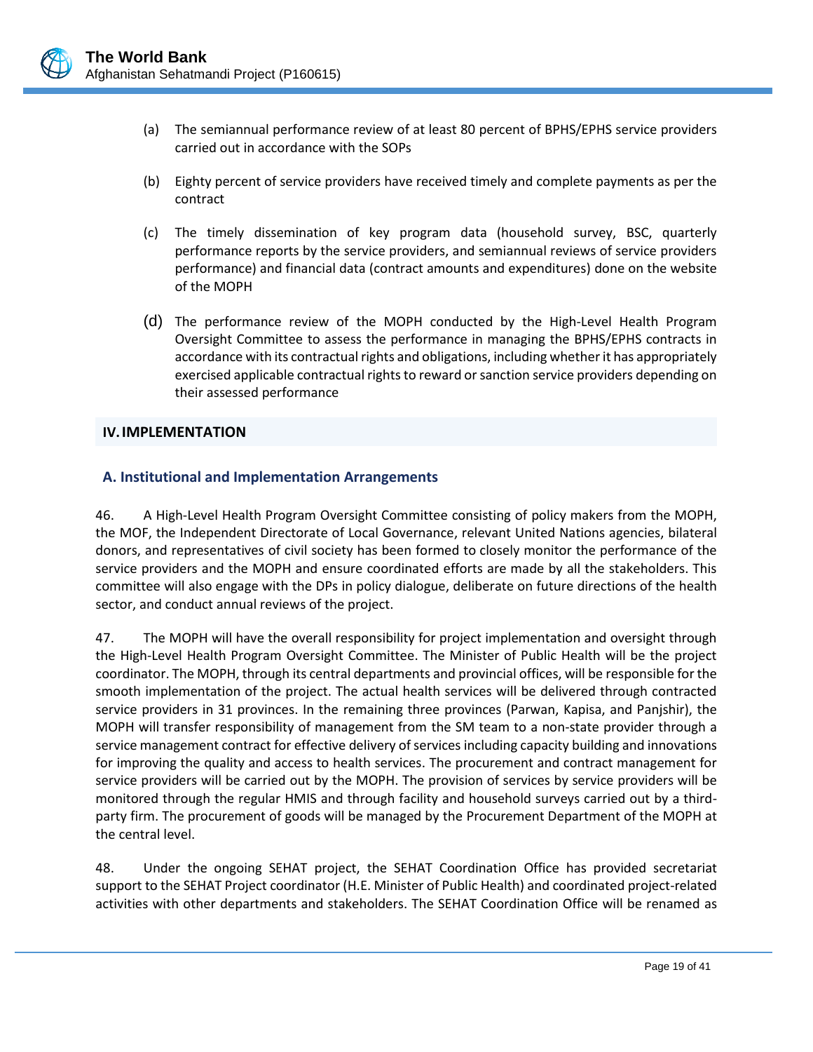(a) The semiannual performance review of at least 80 percent of BPHS/EPHS service providers carried out in accordance with the SOPs

(b) Eighty percent of service providers have received timely and complete payments as per the contract

(c) The timely dissemination of key program data (household survey, BSC, quarterly performance reports by the service providers, and semiannual reviews of service providers performance) and financial data (contract amounts and expenditures) done on the website of the MOPH

(d) The performance review of the MOPH conducted by the High-Level Health Program Oversight Committee to assess the performance in managing the BPHS/EPHS contracts in accordance with its contractual rights and obligations, including whether it has appropriately exercised applicable contractual rights to reward or sanction service providers depending on their assessed performance

## IV. IMPLEMENTATION

### A. Institutional and Implementation Arrangements

46. A High-Level Health Program Oversight Committee consisting of policy makers from the MOPH, the MOF, the Independent Directorate of Local Governance, relevant United Nations agencies, bilateral donors, and representatives of civil society has been formed to closely monitor the performance of the service providers and the MOPH and ensure coordinated efforts are made by all the stakeholders. This committee will also engage with the DPs in policy dialogue, deliberate on future directions of the health sector, and conduct annual reviews of the project.

47. The MOPH will have the overall responsibility for project implementation and oversight through the High-Level Health Program Oversight Committee. The Minister of Public Health will be the project coordinator. The MOPH, through its central departments and provincial offices, will be responsible for the smooth implementation of the project. The actual health services will be delivered through contracted service providers in 31 provinces. In the remaining three provinces (Parwan, Kapisa, and Panjshir), the MOPH will transfer responsibility of management from the SM team to a non-state provider through a service management contract for effective delivery of services including capacity building and innovations for improving the quality and access to health services. The procurement and contract management for service providers will be carried out by the MOPH. The provision of services by service providers will be monitored through the regular HMIS and through facility and household surveys carried out by a third-party firm. The procurement of goods will be managed by the Procurement Department of the MOPH at the central level.

48. Under the ongoing SEHAT project, the SEHAT Coordination Office has provided secretariat support to the SEHAT Project coordinator (H.E. Minister of Public Health) and coordinated project-related activities with other departments and stakeholders. The SEHAT Coordination Office will be renamed as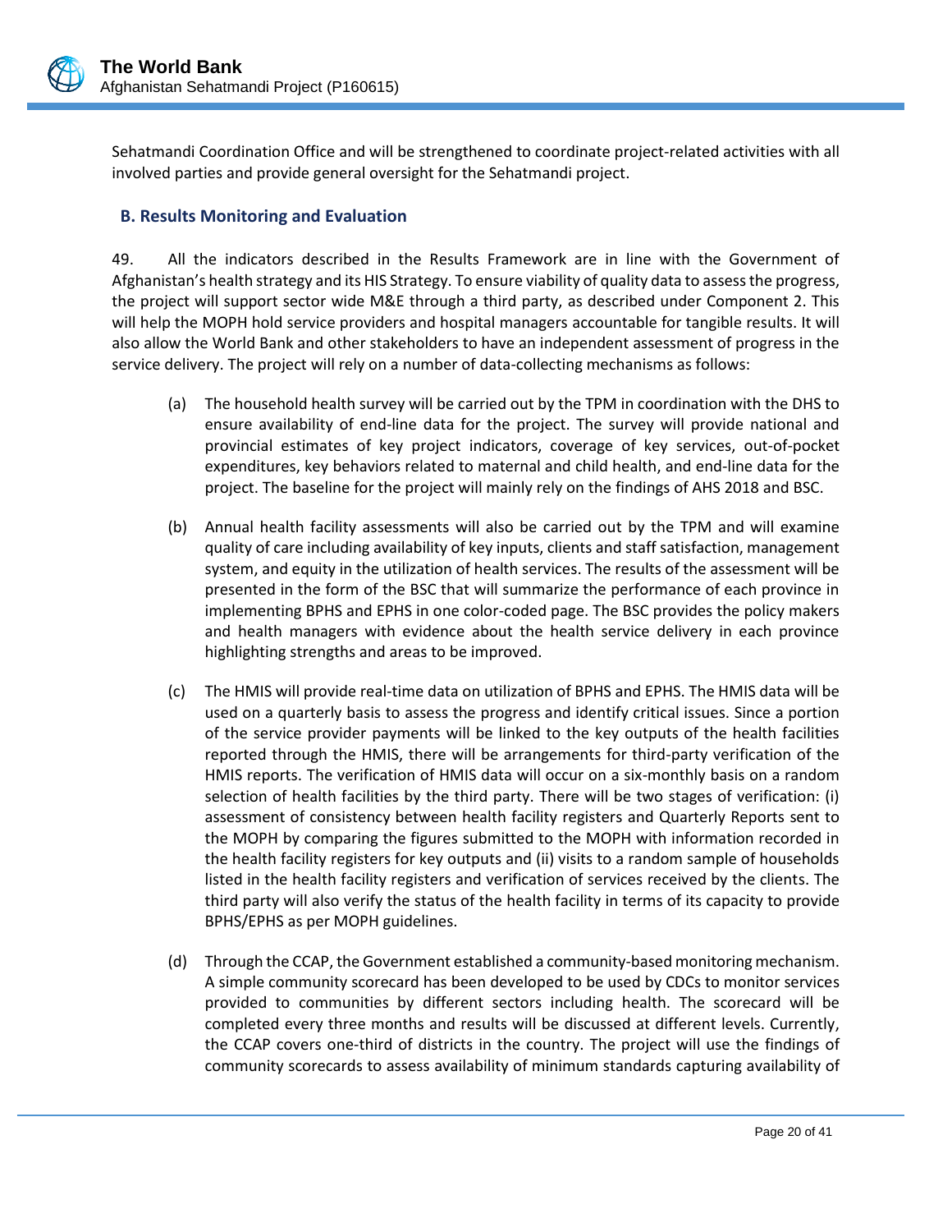Sehatmandi Coordination Office and will be strengthened to coordinate project-related activities with all involved parties and provide general oversight for the Sehatmandi project.

## B. Results Monitoring and Evaluation

49. All the indicators described in the Results Framework are in line with the Government of Afghanistan's health strategy and its HIS Strategy. To ensure viability of quality data to assess the progress, the project will support sector wide M&E through a third party, as described under Component 2. This will help the MOPH hold service providers and hospital managers accountable for tangible results. It will also allow the World Bank and other stakeholders to have an independent assessment of progress in the service delivery. The project will rely on a number of data-collecting mechanisms as follows:

(a) The household health survey will be carried out by the TPM in coordination with the DHS to ensure availability of end-line data for the project. The survey will provide national and provincial estimates of key project indicators, coverage of key services, out-of-pocket expenditures, key behaviors related to maternal and child health, and end-line data for the project. The baseline for the project will mainly rely on the findings of AHS 2018 and BSC.

(b) Annual health facility assessments will also be carried out by the TPM and will examine quality of care including availability of key inputs, clients and staff satisfaction, management system, and equity in the utilization of health services. The results of the assessment will be presented in the form of the BSC that will summarize the performance of each province in implementing BPHS and EPHS in one color-coded page. The BSC provides the policy makers and health managers with evidence about the health service delivery in each province highlighting strengths and areas to be improved.

(c) The HMIS will provide real-time data on utilization of BPHS and EPHS. The HMIS data will be used on a quarterly basis to assess the progress and identify critical issues. Since a portion of the service provider payments will be linked to the key outputs of the health facilities reported through the HMIS, there will be arrangements for third-party verification of the HMIS reports. The verification of HMIS data will occur on a six-monthly basis on a random selection of health facilities by the third party. There will be two stages of verification: (i) assessment of consistency between health facility registers and Quarterly Reports sent to the MOPH by comparing the figures submitted to the MOPH with information recorded in the health facility registers for key outputs and (ii) visits to a random sample of households listed in the health facility registers and verification of services received by the clients. The third party will also verify the status of the health facility in terms of its capacity to provide BPHS/EPHS as per MOPH guidelines.

(d) Through the CCAP, the Government established a community-based monitoring mechanism. A simple community scorecard has been developed to be used by CDCs to monitor services provided to communities by different sectors including health. The scorecard will be completed every three months and results will be discussed at different levels. Currently, the CCAP covers one-third of districts in the country. The project will use the findings of community scorecards to assess availability of minimum standards capturing availability of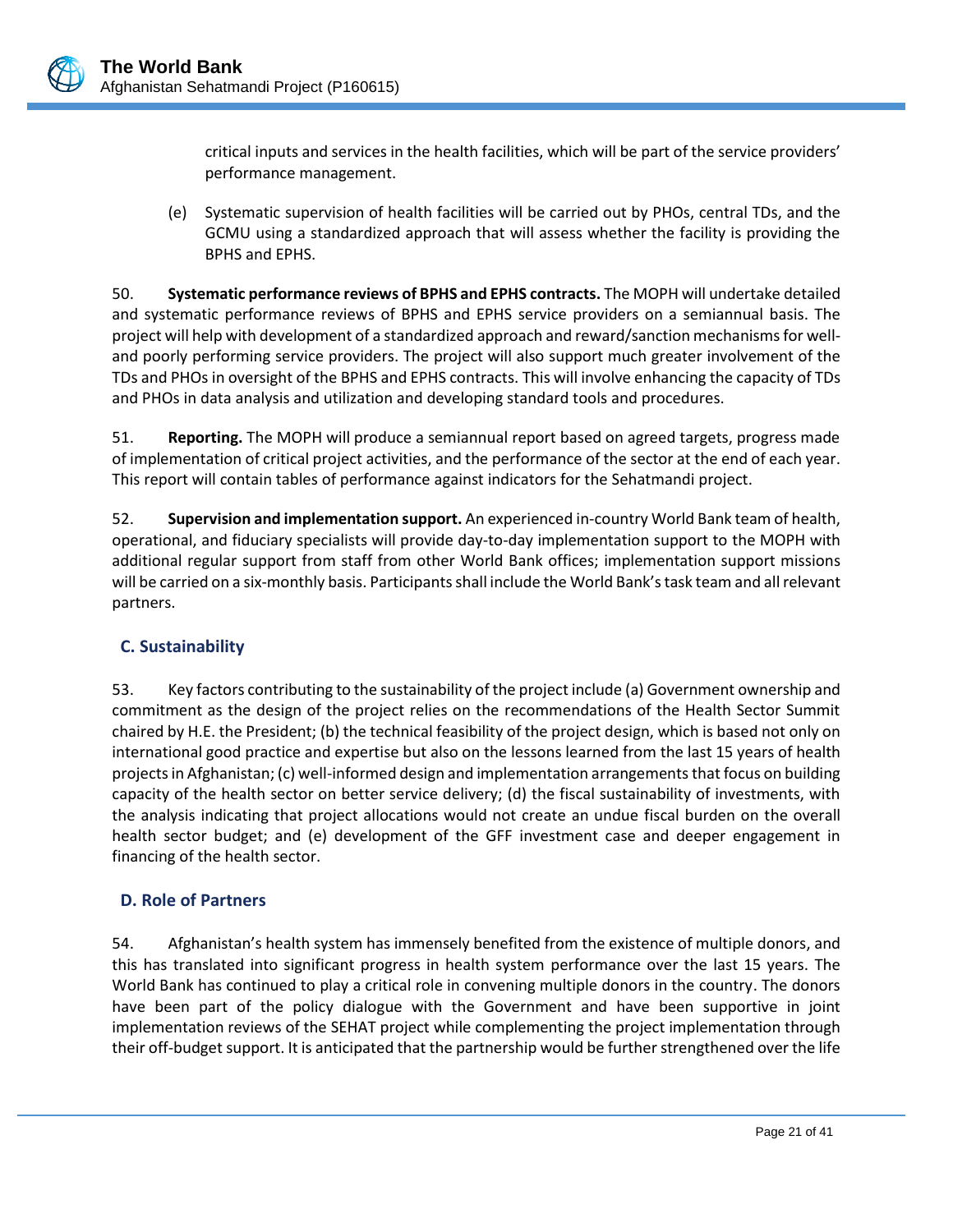critical inputs and services in the health facilities, which will be part of the service providers' performance management.

(e) Systematic supervision of health facilities will be carried out by PHOs, central TDs, and the GCMU using a standardized approach that will assess whether the facility is providing the BPHS and EPHS.

50. **Systematic performance reviews of BPHS and EPHS contracts.** The MOPH will undertake detailed and systematic performance reviews of BPHS and EPHS service providers on a semiannual basis. The project will help with development of a standardized approach and reward/sanction mechanisms for well- and poorly performing service providers. The project will also support much greater involvement of the TDs and PHOs in oversight of the BPHS and EPHS contracts. This will involve enhancing the capacity of TDs and PHOs in data analysis and utilization and developing standard tools and procedures.

51. **Reporting.** The MOPH will produce a semiannual report based on agreed targets, progress made of implementation of critical project activities, and the performance of the sector at the end of each year. This report will contain tables of performance against indicators for the Sehatmandi project.

52. **Supervision and implementation support.** An experienced in-country World Bank team of health, operational, and fiduciary specialists will provide day-to-day implementation support to the MOPH with additional regular support from staff from other World Bank offices; implementation support missions will be carried on a six-monthly basis. Participants shall include the World Bank's task team and all relevant partners.

## C. Sustainability

53. Key factors contributing to the sustainability of the project include (a) Government ownership and commitment as the design of the project relies on the recommendations of the Health Sector Summit chaired by H.E. the President; (b) the technical feasibility of the project design, which is based not only on international good practice and expertise but also on the lessons learned from the last 15 years of health projects in Afghanistan; (c) well-informed design and implementation arrangements that focus on building capacity of the health sector on better service delivery; (d) the fiscal sustainability of investments, with the analysis indicating that project allocations would not create an undue fiscal burden on the overall health sector budget; and (e) development of the GFF investment case and deeper engagement in financing of the health sector.

## D. Role of Partners

54. Afghanistan's health system has immensely benefited from the existence of multiple donors, and this has translated into significant progress in health system performance over the last 15 years. The World Bank has continued to play a critical role in convening multiple donors in the country. The donors have been part of the policy dialogue with the Government and have been supportive in joint implementation reviews of the SEHAT project while complementing the project implementation through their off-budget support. It is anticipated that the partnership would be further strengthened over the life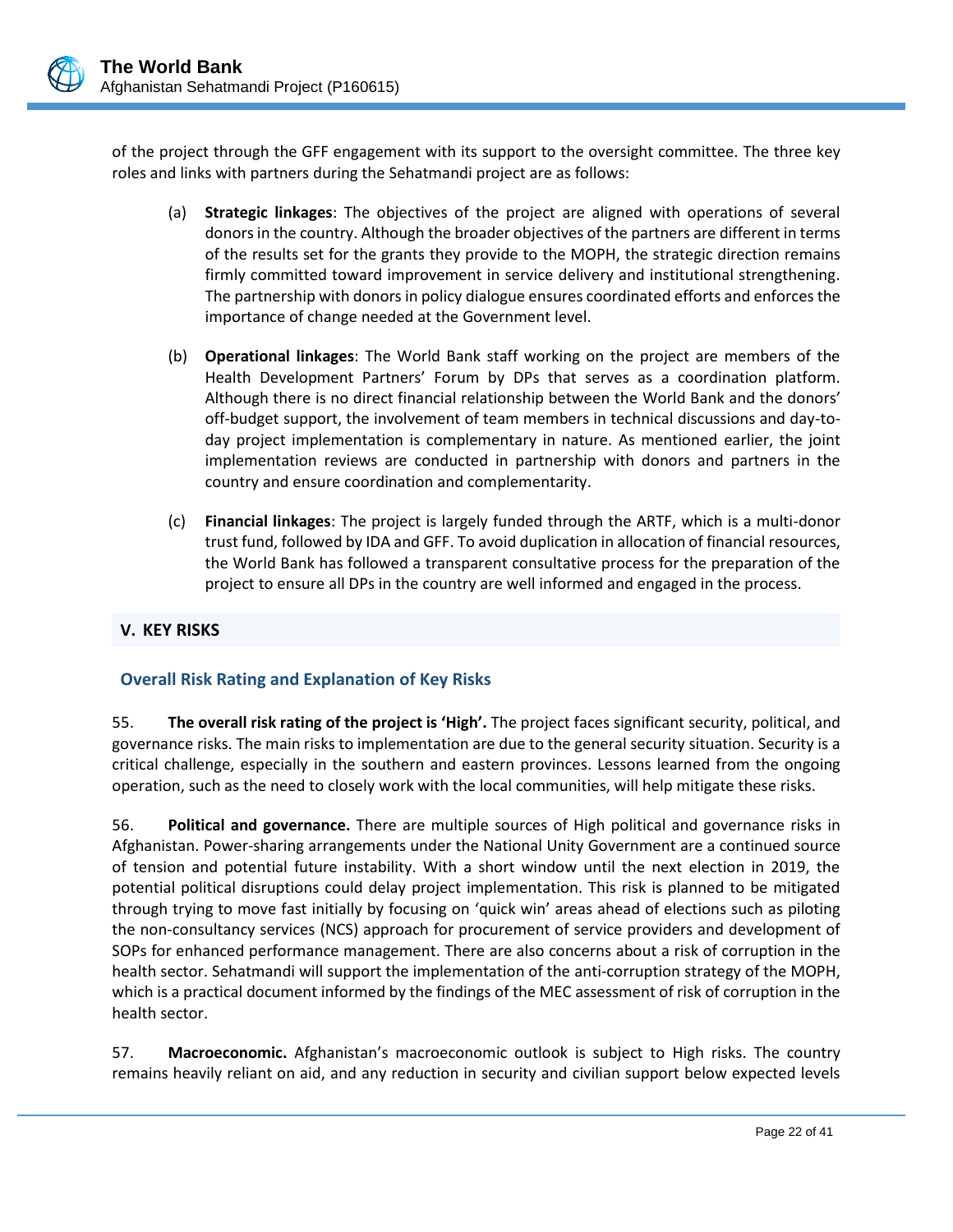of the project through the GFF engagement with its support to the oversight committee. The three key roles and links with partners during the Sehatmandi project are as follows:

(a) **Strategic linkages**: The objectives of the project are aligned with operations of several donors in the country. Although the broader objectives of the partners are different in terms of the results set for the grants they provide to the MOPH, the strategic direction remains firmly committed toward improvement in service delivery and institutional strengthening. The partnership with donors in policy dialogue ensures coordinated efforts and enforces the importance of change needed at the Government level.

(b) **Operational linkages**: The World Bank staff working on the project are members of the Health Development Partners' Forum by DPs that serves as a coordination platform. Although there is no direct financial relationship between the World Bank and the donors' off-budget support, the involvement of team members in technical discussions and day-to-day project implementation is complementary in nature. As mentioned earlier, the joint implementation reviews are conducted in partnership with donors and partners in the country and ensure coordination and complementarity.

(c) **Financial linkages**: The project is largely funded through the ARTF, which is a multi-donor trust fund, followed by IDA and GFF. To avoid duplication in allocation of financial resources, the World Bank has followed a transparent consultative process for the preparation of the project to ensure all DPs in the country are well informed and engaged in the process.

## V. KEY RISKS

### Overall Risk Rating and Explanation of Key Risks

55. **The overall risk rating of the project is 'High'.** The project faces significant security, political, and governance risks. The main risks to implementation are due to the general security situation. Security is a critical challenge, especially in the southern and eastern provinces. Lessons learned from the ongoing operation, such as the need to closely work with the local communities, will help mitigate these risks.

56. **Political and governance.** There are multiple sources of High political and governance risks in Afghanistan. Power-sharing arrangements under the National Unity Government are a continued source of tension and potential future instability. With a short window until the next election in 2019, the potential political disruptions could delay project implementation. This risk is planned to be mitigated through trying to move fast initially by focusing on 'quick win' areas ahead of elections such as piloting the non-consultancy services (NCS) approach for procurement of service providers and development of SOPs for enhanced performance management. There are also concerns about a risk of corruption in the health sector. Sehatmandi will support the implementation of the anti-corruption strategy of the MOPH, which is a practical document informed by the findings of the MEC assessment of risk of corruption in the health sector.

57. **Macroeconomic.** Afghanistan's macroeconomic outlook is subject to High risks. The country remains heavily reliant on aid, and any reduction in security and civilian support below expected levels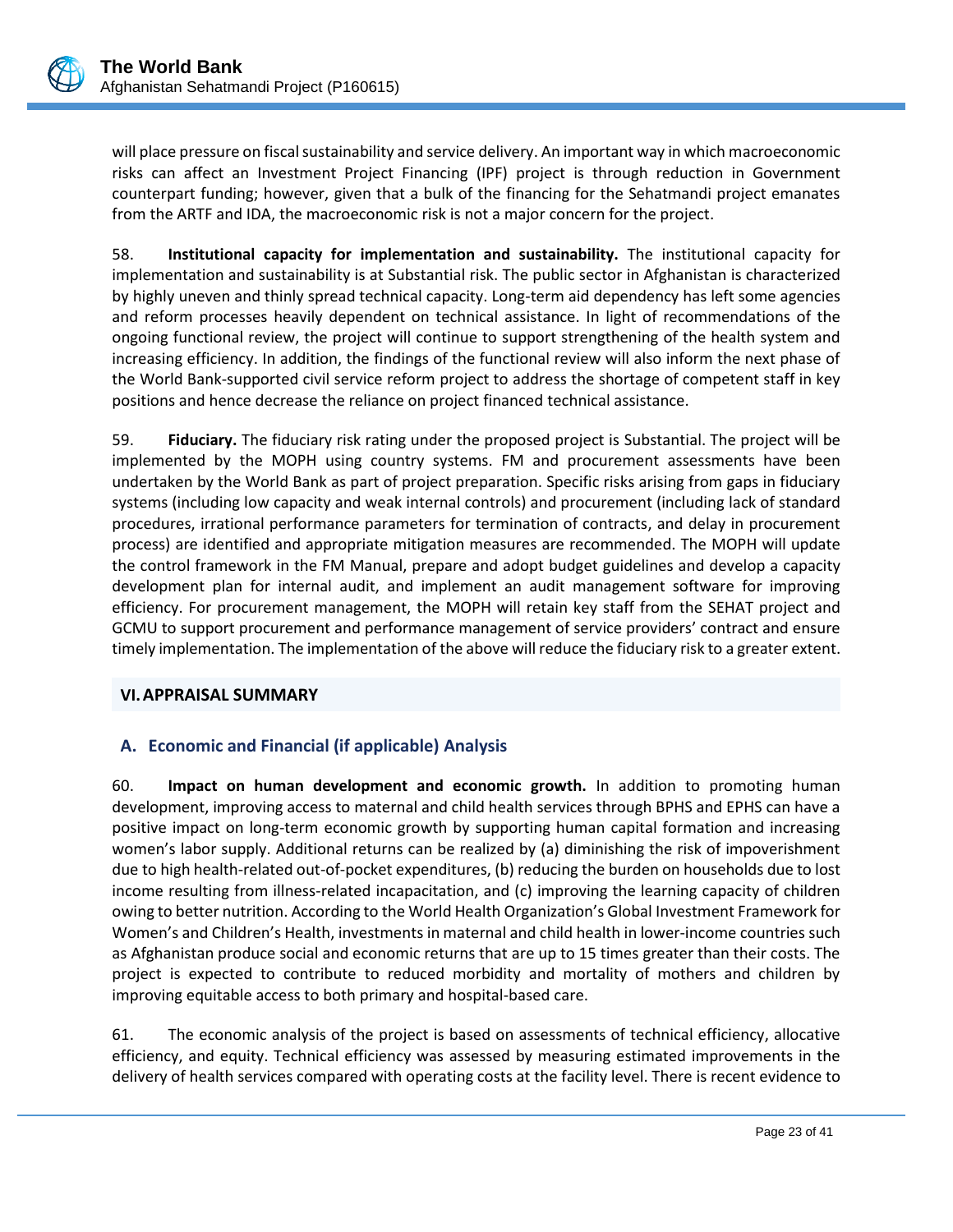will place pressure on fiscal sustainability and service delivery. An important way in which macroeconomic risks can affect an Investment Project Financing (IPF) project is through reduction in Government counterpart funding; however, given that a bulk of the financing for the Sehatmandi project emanates from the ARTF and IDA, the macroeconomic risk is not a major concern for the project.

58. **Institutional capacity for implementation and sustainability.** The institutional capacity for implementation and sustainability is at Substantial risk. The public sector in Afghanistan is characterized by highly uneven and thinly spread technical capacity. Long-term aid dependency has left some agencies and reform processes heavily dependent on technical assistance. In light of recommendations of the ongoing functional review, the project will continue to support strengthening of the health system and increasing efficiency. In addition, the findings of the functional review will also inform the next phase of the World Bank-supported civil service reform project to address the shortage of competent staff in key positions and hence decrease the reliance on project financed technical assistance.

59. **Fiduciary.** The fiduciary risk rating under the proposed project is Substantial. The project will be implemented by the MOPH using country systems. FM and procurement assessments have been undertaken by the World Bank as part of project preparation. Specific risks arising from gaps in fiduciary systems (including low capacity and weak internal controls) and procurement (including lack of standard procedures, irrational performance parameters for termination of contracts, and delay in procurement process) are identified and appropriate mitigation measures are recommended. The MOPH will update the control framework in the FM Manual, prepare and adopt budget guidelines and develop a capacity development plan for internal audit, and implement an audit management software for improving efficiency. For procurement management, the MOPH will retain key staff from the SEHAT project and GCMU to support procurement and performance management of service providers' contract and ensure timely implementation. The implementation of the above will reduce the fiduciary risk to a greater extent.

## VI. APPRAISAL SUMMARY

### A. Economic and Financial (if applicable) Analysis

60. **Impact on human development and economic growth.** In addition to promoting human development, improving access to maternal and child health services through BPHS and EPHS can have a positive impact on long-term economic growth by supporting human capital formation and increasing women's labor supply. Additional returns can be realized by (a) diminishing the risk of impoverishment due to high health-related out-of-pocket expenditures, (b) reducing the burden on households due to lost income resulting from illness-related incapacitation, and (c) improving the learning capacity of children owing to better nutrition. According to the World Health Organization's Global Investment Framework for Women's and Children's Health, investments in maternal and child health in lower-income countries such as Afghanistan produce social and economic returns that are up to 15 times greater than their costs. The project is expected to contribute to reduced morbidity and mortality of mothers and children by improving equitable access to both primary and hospital-based care.

61. The economic analysis of the project is based on assessments of technical efficiency, allocative efficiency, and equity. Technical efficiency was assessed by measuring estimated improvements in the delivery of health services compared with operating costs at the facility level. There is recent evidence to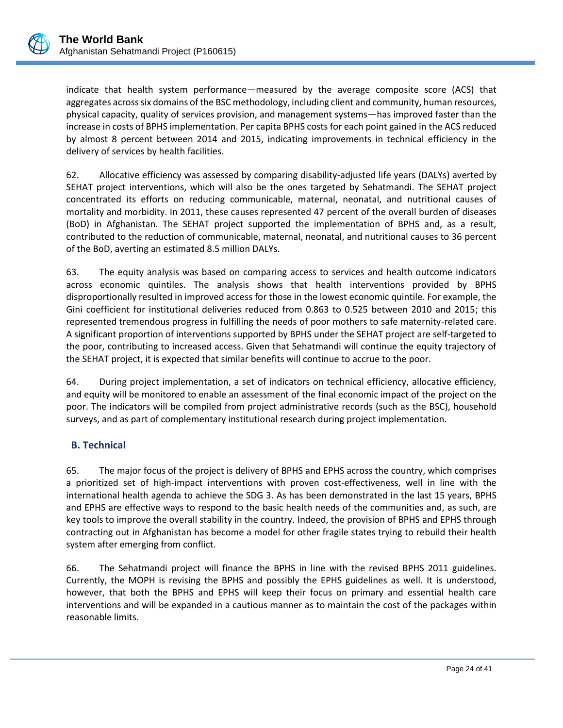indicate that health system performance—measured by the average composite score (ACS) that aggregates across six domains of the BSC methodology, including client and community, human resources, physical capacity, quality of services provision, and management systems—has improved faster than the increase in costs of BPHS implementation. Per capita BPHS costs for each point gained in the ACS reduced by almost 8 percent between 2014 and 2015, indicating improvements in technical efficiency in the delivery of services by health facilities.

62. Allocative efficiency was assessed by comparing disability-adjusted life years (DALYs) averted by SEHAT project interventions, which will also be the ones targeted by Sehatmandi. The SEHAT project concentrated its efforts on reducing communicable, maternal, neonatal, and nutritional causes of mortality and morbidity. In 2011, these causes represented 47 percent of the overall burden of diseases (BoD) in Afghanistan. The SEHAT project supported the implementation of BPHS and, as a result, contributed to the reduction of communicable, maternal, neonatal, and nutritional causes to 36 percent of the BoD, averting an estimated 8.5 million DALYs.

63. The equity analysis was based on comparing access to services and health outcome indicators across economic quintiles. The analysis shows that health interventions provided by BPHS disproportionally resulted in improved access for those in the lowest economic quintile. For example, the Gini coefficient for institutional deliveries reduced from 0.863 to 0.525 between 2010 and 2015; this represented tremendous progress in fulfilling the needs of poor mothers to safe maternity-related care. A significant proportion of interventions supported by BPHS under the SEHAT project are self-targeted to the poor, contributing to increased access. Given that Sehatmandi will continue the equity trajectory of the SEHAT project, it is expected that similar benefits will continue to accrue to the poor.

64. During project implementation, a set of indicators on technical efficiency, allocative efficiency, and equity will be monitored to enable an assessment of the final economic impact of the project on the poor. The indicators will be compiled from project administrative records (such as the BSC), household surveys, and as part of complementary institutional research during project implementation.

## B. Technical

65. The major focus of the project is delivery of BPHS and EPHS across the country, which comprises a prioritized set of high-impact interventions with proven cost-effectiveness, well in line with the international health agenda to achieve the SDG 3. As has been demonstrated in the last 15 years, BPHS and EPHS are effective ways to respond to the basic health needs of the communities and, as such, are key tools to improve the overall stability in the country. Indeed, the provision of BPHS and EPHS through contracting out in Afghanistan has become a model for other fragile states trying to rebuild their health system after emerging from conflict.

66. The Sehatmandi project will finance the BPHS in line with the revised BPHS 2011 guidelines. Currently, the MOPH is revising the BPHS and possibly the EPHS guidelines as well. It is understood, however, that both the BPHS and EPHS will keep their focus on primary and essential health care interventions and will be expanded in a cautious manner as to maintain the cost of the packages within reasonable limits.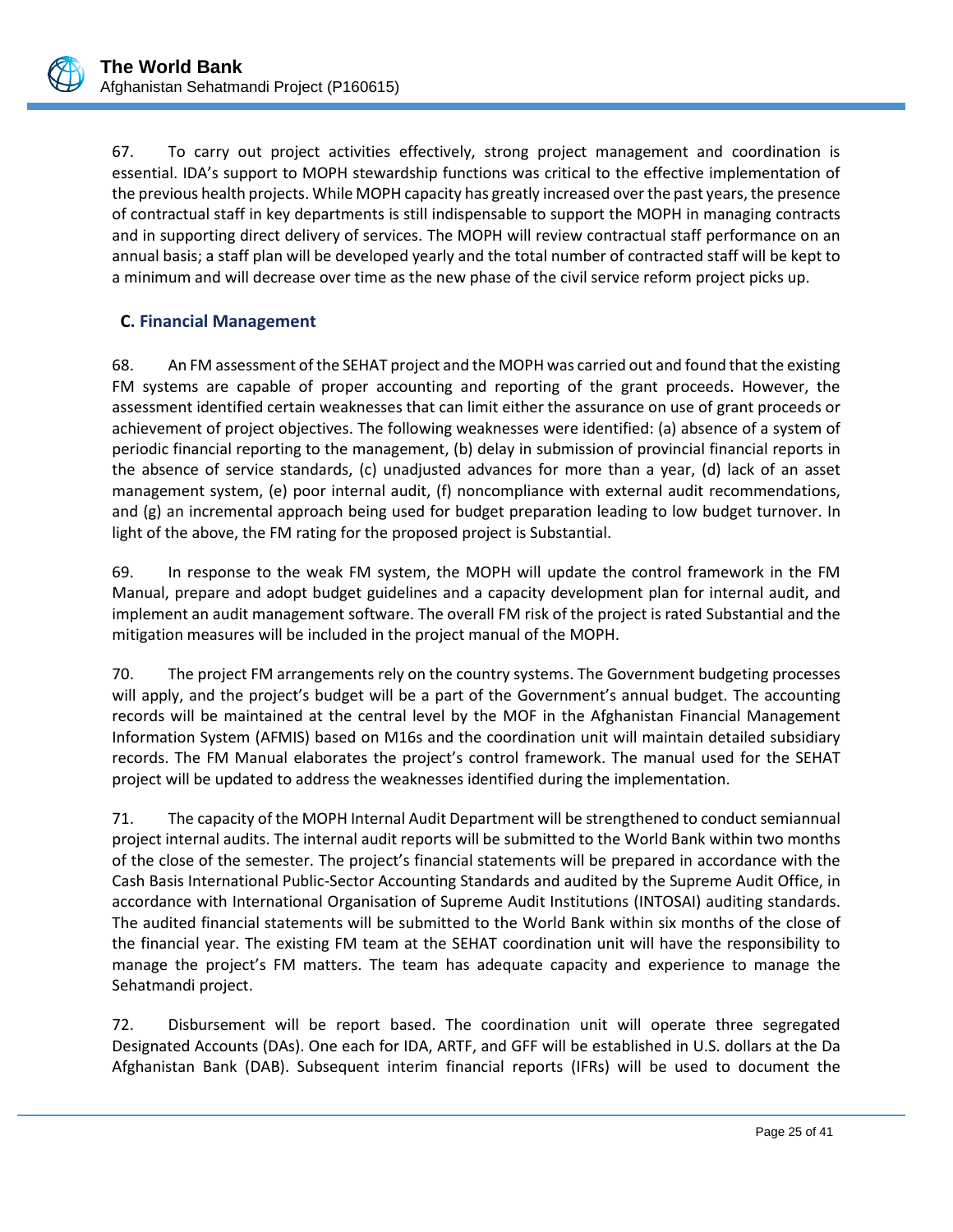67. To carry out project activities effectively, strong project management and coordination is essential. IDA's support to MOPH stewardship functions was critical to the effective implementation of the previous health projects. While MOPH capacity has greatly increased over the past years, the presence of contractual staff in key departments is still indispensable to support the MOPH in managing contracts and in supporting direct delivery of services. The MOPH will review contractual staff performance on an annual basis; a staff plan will be developed yearly and the total number of contracted staff will be kept to a minimum and will decrease over time as the new phase of the civil service reform project picks up.

### C. Financial Management

68. An FM assessment of the SEHAT project and the MOPH was carried out and found that the existing FM systems are capable of proper accounting and reporting of the grant proceeds. However, the assessment identified certain weaknesses that can limit either the assurance on use of grant proceeds or achievement of project objectives. The following weaknesses were identified: (a) absence of a system of periodic financial reporting to the management, (b) delay in submission of provincial financial reports in the absence of service standards, (c) unadjusted advances for more than a year, (d) lack of an asset management system, (e) poor internal audit, (f) noncompliance with external audit recommendations, and (g) an incremental approach being used for budget preparation leading to low budget turnover. In light of the above, the FM rating for the proposed project is Substantial.

69. In response to the weak FM system, the MOPH will update the control framework in the FM Manual, prepare and adopt budget guidelines and a capacity development plan for internal audit, and implement an audit management software. The overall FM risk of the project is rated Substantial and the mitigation measures will be included in the project manual of the MOPH.

70. The project FM arrangements rely on the country systems. The Government budgeting processes will apply, and the project's budget will be a part of the Government's annual budget. The accounting records will be maintained at the central level by the MOF in the Afghanistan Financial Management Information System (AFMIS) based on M16s and the coordination unit will maintain detailed subsidiary records. The FM Manual elaborates the project's control framework. The manual used for the SEHAT project will be updated to address the weaknesses identified during the implementation.

71. The capacity of the MOPH Internal Audit Department will be strengthened to conduct semiannual project internal audits. The internal audit reports will be submitted to the World Bank within two months of the close of the semester. The project's financial statements will be prepared in accordance with the Cash Basis International Public-Sector Accounting Standards and audited by the Supreme Audit Office, in accordance with International Organisation of Supreme Audit Institutions (INTOSAI) auditing standards. The audited financial statements will be submitted to the World Bank within six months of the close of the financial year. The existing FM team at the SEHAT coordination unit will have the responsibility to manage the project's FM matters. The team has adequate capacity and experience to manage the Sehatmandi project.

72. Disbursement will be report based. The coordination unit will operate three segregated Designated Accounts (DAs). One each for IDA, ARTF, and GFF will be established in U.S. dollars at the Da Afghanistan Bank (DAB). Subsequent interim financial reports (IFRs) will be used to document the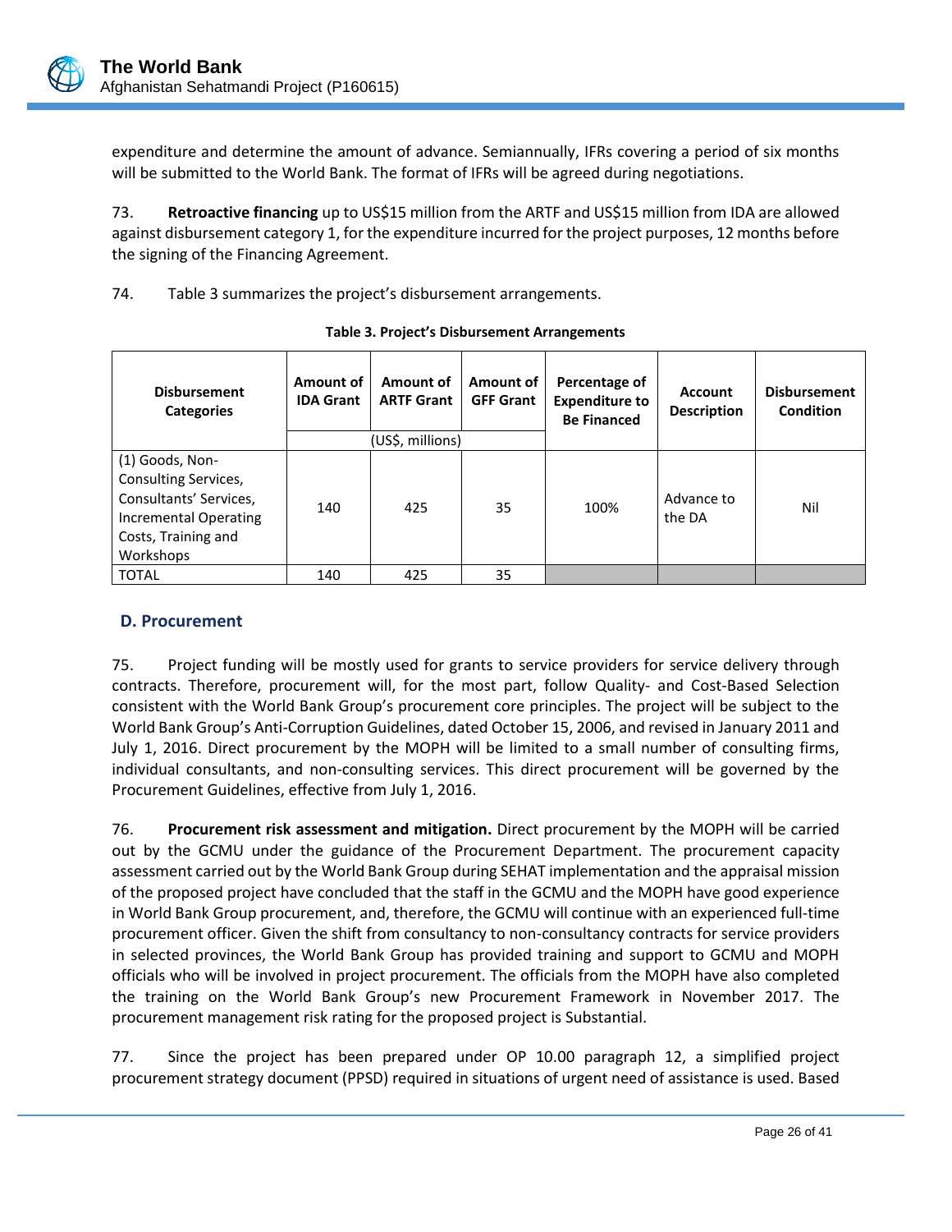expenditure and determine the amount of advance. Semiannually, IFRs covering a period of six months will be submitted to the World Bank. The format of IFRs will be agreed during negotiations.

73. **Retroactive financing** up to US$15 million from the ARTF and US$15 million from IDA are allowed against disbursement category 1, for the expenditure incurred for the project purposes, 12 months before the signing of the Financing Agreement.

74. Table 3 summarizes the project's disbursement arrangements.

**Table 3. Project's Disbursement Arrangements**

| Disbursement Categories | Amount of IDA Grant | Amount of ARTF Grant | Amount of GFF Grant | Percentage of Expenditure to Be Financed | Account Description | Disbursement Condition |
|---|---|---|---|---|---|---|
| | (US$, millions) | | | | | |
| (1) Goods, Non-Consulting Services, Consultants' Services, Incremental Operating Costs, Training and Workshops | 140 | 425 | 35 | 100% | Advance to the DA | Nil |
| TOTAL | 140 | 425 | 35 | | | |

## D. Procurement

75. Project funding will be mostly used for grants to service providers for service delivery through contracts. Therefore, procurement will, for the most part, follow Quality- and Cost-Based Selection consistent with the World Bank Group's procurement core principles. The project will be subject to the World Bank Group's Anti-Corruption Guidelines, dated October 15, 2006, and revised in January 2011 and July 1, 2016. Direct procurement by the MOPH will be limited to a small number of consulting firms, individual consultants, and non-consulting services. This direct procurement will be governed by the Procurement Guidelines, effective from July 1, 2016.

76. **Procurement risk assessment and mitigation.** Direct procurement by the MOPH will be carried out by the GCMU under the guidance of the Procurement Department. The procurement capacity assessment carried out by the World Bank Group during SEHAT implementation and the appraisal mission of the proposed project have concluded that the staff in the GCMU and the MOPH have good experience in World Bank Group procurement, and, therefore, the GCMU will continue with an experienced full-time procurement officer. Given the shift from consultancy to non-consultancy contracts for service providers in selected provinces, the World Bank Group has provided training and support to GCMU and MOPH officials who will be involved in project procurement. The officials from the MOPH have also completed the training on the World Bank Group's new Procurement Framework in November 2017. The procurement management risk rating for the proposed project is Substantial.

77. Since the project has been prepared under OP 10.00 paragraph 12, a simplified project procurement strategy document (PPSD) required in situations of urgent need of assistance is used. Based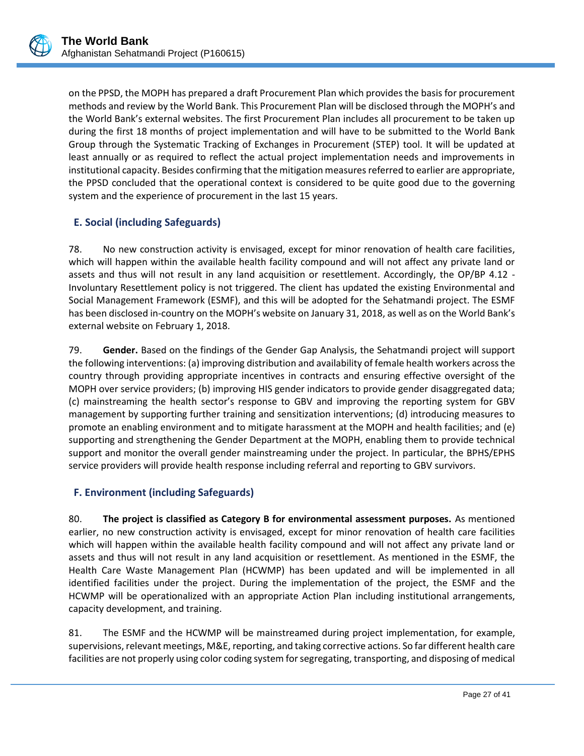on the PPSD, the MOPH has prepared a draft Procurement Plan which provides the basis for procurement methods and review by the World Bank. This Procurement Plan will be disclosed through the MOPH's and the World Bank's external websites. The first Procurement Plan includes all procurement to be taken up during the first 18 months of project implementation and will have to be submitted to the World Bank Group through the Systematic Tracking of Exchanges in Procurement (STEP) tool. It will be updated at least annually or as required to reflect the actual project implementation needs and improvements in institutional capacity. Besides confirming that the mitigation measures referred to earlier are appropriate, the PPSD concluded that the operational context is considered to be quite good due to the governing system and the experience of procurement in the last 15 years.

## E. Social (including Safeguards)

78. No new construction activity is envisaged, except for minor renovation of health care facilities, which will happen within the available health facility compound and will not affect any private land or assets and thus will not result in any land acquisition or resettlement. Accordingly, the OP/BP 4.12 - Involuntary Resettlement policy is not triggered. The client has updated the existing Environmental and Social Management Framework (ESMF), and this will be adopted for the Sehatmandi project. The ESMF has been disclosed in-country on the MOPH's website on January 31, 2018, as well as on the World Bank's external website on February 1, 2018.

79. **Gender.** Based on the findings of the Gender Gap Analysis, the Sehatmandi project will support the following interventions: (a) improving distribution and availability of female health workers across the country through providing appropriate incentives in contracts and ensuring effective oversight of the MOPH over service providers; (b) improving HIS gender indicators to provide gender disaggregated data; (c) mainstreaming the health sector's response to GBV and improving the reporting system for GBV management by supporting further training and sensitization interventions; (d) introducing measures to promote an enabling environment and to mitigate harassment at the MOPH and health facilities; and (e) supporting and strengthening the Gender Department at the MOPH, enabling them to provide technical support and monitor the overall gender mainstreaming under the project. In particular, the BPHS/EPHS service providers will provide health response including referral and reporting to GBV survivors.

## F. Environment (including Safeguards)

80. **The project is classified as Category B for environmental assessment purposes.** As mentioned earlier, no new construction activity is envisaged, except for minor renovation of health care facilities which will happen within the available health facility compound and will not affect any private land or assets and thus will not result in any land acquisition or resettlement. As mentioned in the ESMF, the Health Care Waste Management Plan (HCWMP) has been updated and will be implemented in all identified facilities under the project. During the implementation of the project, the ESMF and the HCWMP will be operationalized with an appropriate Action Plan including institutional arrangements, capacity development, and training.

81. The ESMF and the HCWMP will be mainstreamed during project implementation, for example, supervisions, relevant meetings, M&E, reporting, and taking corrective actions. So far different health care facilities are not properly using color coding system for segregating, transporting, and disposing of medical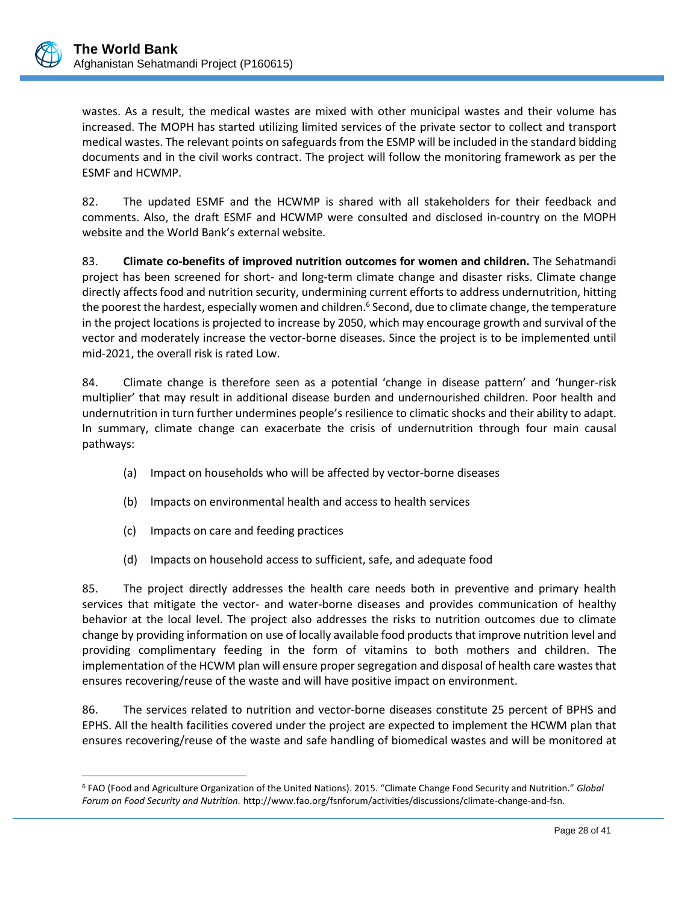wastes. As a result, the medical wastes are mixed with other municipal wastes and their volume has increased. The MOPH has started utilizing limited services of the private sector to collect and transport medical wastes. The relevant points on safeguards from the ESMP will be included in the standard bidding documents and in the civil works contract. The project will follow the monitoring framework as per the ESMF and HCWMP.

82. The updated ESMF and the HCWMP is shared with all stakeholders for their feedback and comments. Also, the draft ESMF and HCWMP were consulted and disclosed in-country on the MOPH website and the World Bank's external website.

83. **Climate co-benefits of improved nutrition outcomes for women and children.** The Sehatmandi project has been screened for short- and long-term climate change and disaster risks. Climate change directly affects food and nutrition security, undermining current efforts to address undernutrition, hitting the poorest the hardest, especially women and children.[6] Second, due to climate change, the temperature in the project locations is projected to increase by 2050, which may encourage growth and survival of the vector and moderately increase the vector-borne diseases. Since the project is to be implemented until mid-2021, the overall risk is rated Low.

84. Climate change is therefore seen as a potential 'change in disease pattern' and 'hunger-risk multiplier' that may result in additional disease burden and undernourished children. Poor health and undernutrition in turn further undermines people's resilience to climatic shocks and their ability to adapt. In summary, climate change can exacerbate the crisis of undernutrition through four main causal pathways:

(a) Impact on households who will be affected by vector-borne diseases

(b) Impacts on environmental health and access to health services

(c) Impacts on care and feeding practices

(d) Impacts on household access to sufficient, safe, and adequate food

85. The project directly addresses the health care needs both in preventive and primary health services that mitigate the vector- and water-borne diseases and provides communication of healthy behavior at the local level. The project also addresses the risks to nutrition outcomes due to climate change by providing information on use of locally available food products that improve nutrition level and providing complimentary feeding in the form of vitamins to both mothers and children. The implementation of the HCWM plan will ensure proper segregation and disposal of health care wastes that ensures recovering/reuse of the waste and will have positive impact on environment.

86. The services related to nutrition and vector-borne diseases constitute 25 percent of BPHS and EPHS. All the health facilities covered under the project are expected to implement the HCWM plan that ensures recovering/reuse of the waste and safe handling of biomedical wastes and will be monitored at

---

[6] FAO (Food and Agriculture Organization of the United Nations). 2015. "Climate Change Food Security and Nutrition." *Global Forum on Food Security and Nutrition.* http://www.fao.org/fsnforum/activities/discussions/climate-change-and-fsn.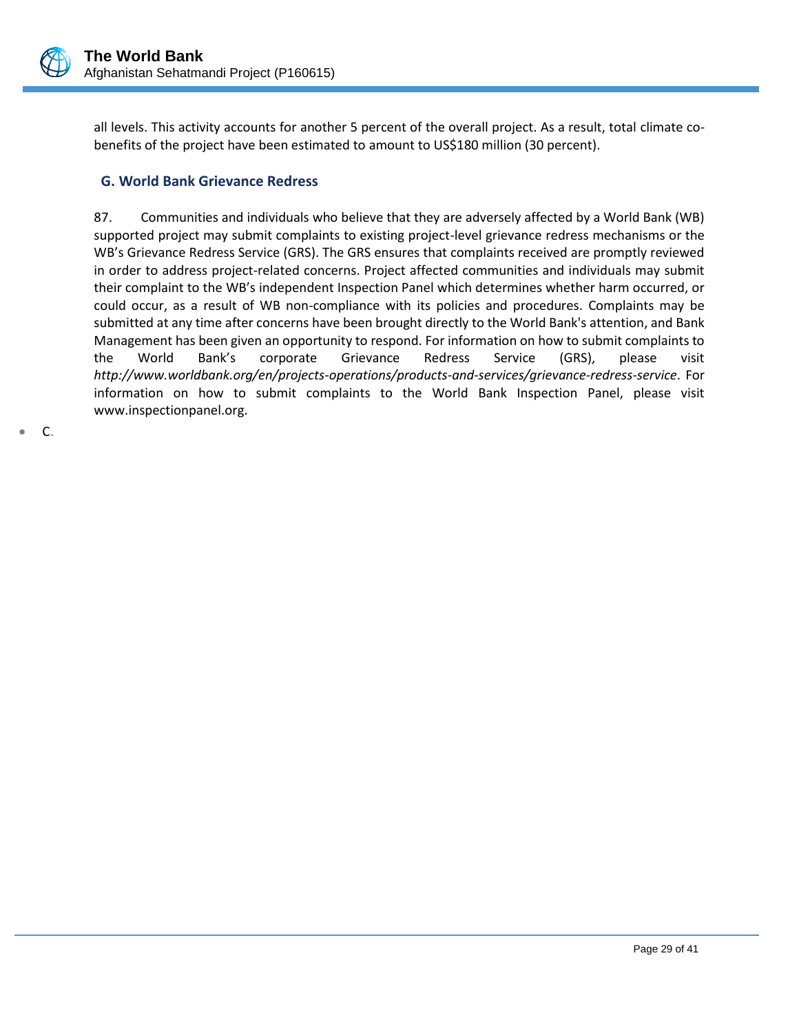all levels. This activity accounts for another 5 percent of the overall project. As a result, total climate co-benefits of the project have been estimated to amount to US$180 million (30 percent).

## G. World Bank Grievance Redress

87. Communities and individuals who believe that they are adversely affected by a World Bank (WB) supported project may submit complaints to existing project-level grievance redress mechanisms or the WB's Grievance Redress Service (GRS). The GRS ensures that complaints received are promptly reviewed in order to address project-related concerns. Project affected communities and individuals may submit their complaint to the WB's independent Inspection Panel which determines whether harm occurred, or could occur, as a result of WB non-compliance with its policies and procedures. Complaints may be submitted at any time after concerns have been brought directly to the World Bank's attention, and Bank Management has been given an opportunity to respond. For information on how to submit complaints to the World Bank's corporate Grievance Redress Service (GRS), please visit *http://www.worldbank.org/en/projects-operations/products-and-services/grievance-redress-service*. For information on how to submit complaints to the World Bank Inspection Panel, please visit www.inspectionpanel.org.

- C.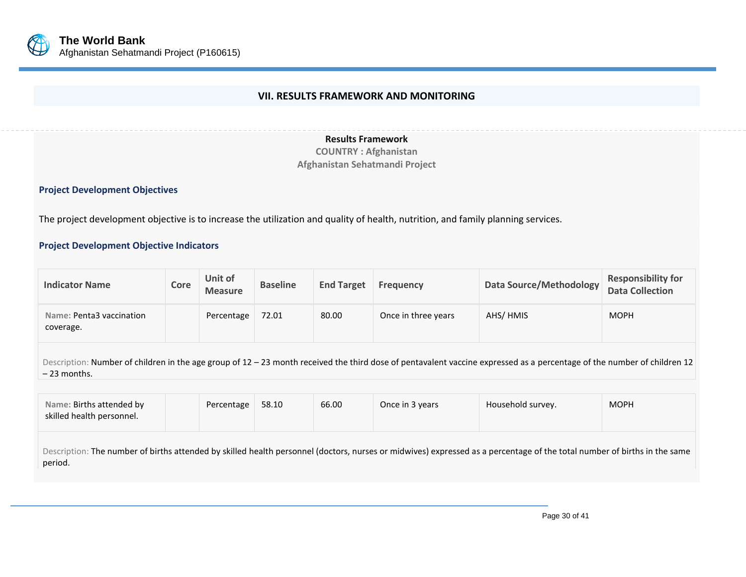## VII. RESULTS FRAMEWORK AND MONITORING

**Results Framework**
**COUNTRY : Afghanistan**
**Afghanistan Sehatmandi Project**

### Project Development Objectives

The project development objective is to increase the utilization and quality of health, nutrition, and family planning services.

### Project Development Objective Indicators

| Indicator Name | Core | Unit of Measure | Baseline | End Target | Frequency | Data Source/Methodology | Responsibility for Data Collection |
|---|---|---|---|---|---|---|---|
| Name: Penta3 vaccination coverage. | | Percentage | 72.01 | 80.00 | Once in three years | AHS/ HMIS | MOPH |
| Description: Number of children in the age group of 12 – 23 month received the third dose of pentavalent vaccine expressed as a percentage of the number of children 12 – 23 months. | | | | | | | |
| Name: Births attended by skilled health personnel. | | Percentage | 58.10 | 66.00 | Once in 3 years | Household survey. | MOPH |
| Description: The number of births attended by skilled health personnel (doctors, nurses or midwives) expressed as a percentage of the total number of births in the same period. | | | | | | | |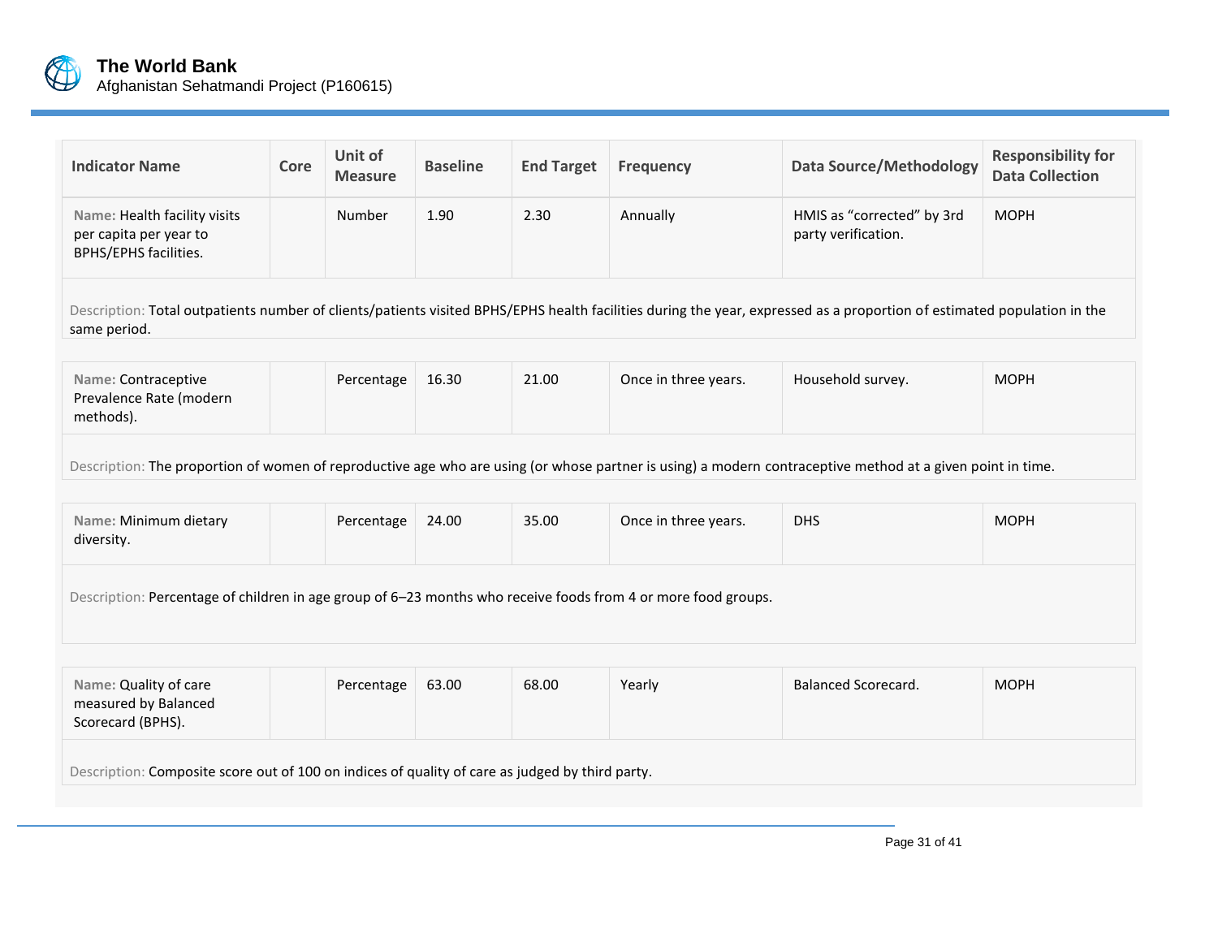| Indicator Name | Core | Unit of Measure | Baseline | End Target | Frequency | Data Source/Methodology | Responsibility for Data Collection |
|---|---|---|---|---|---|---|---|
| Name: Health facility visits per capita per year to BPHS/EPHS facilities. | | Number | 1.90 | 2.30 | Annually | HMIS as "corrected" by 3rd party verification. | MOPH |
| Description: Total outpatients number of clients/patients visited BPHS/EPHS health facilities during the year, expressed as a proportion of estimated population in the same period. | | | | | | | |
| Name: Contraceptive Prevalence Rate (modern methods). | | Percentage | 16.30 | 21.00 | Once in three years. | Household survey. | MOPH |
| Description: The proportion of women of reproductive age who are using (or whose partner is using) a modern contraceptive method at a given point in time. | | | | | | | |
| Name: Minimum dietary diversity. | | Percentage | 24.00 | 35.00 | Once in three years. | DHS | MOPH |
| Description: Percentage of children in age group of 6–23 months who receive foods from 4 or more food groups. | | | | | | | |
| Name: Quality of care measured by Balanced Scorecard (BPHS). | | Percentage | 63.00 | 68.00 | Yearly | Balanced Scorecard. | MOPH |
| Description: Composite score out of 100 on indices of quality of care as judged by third party. | | | | | | | |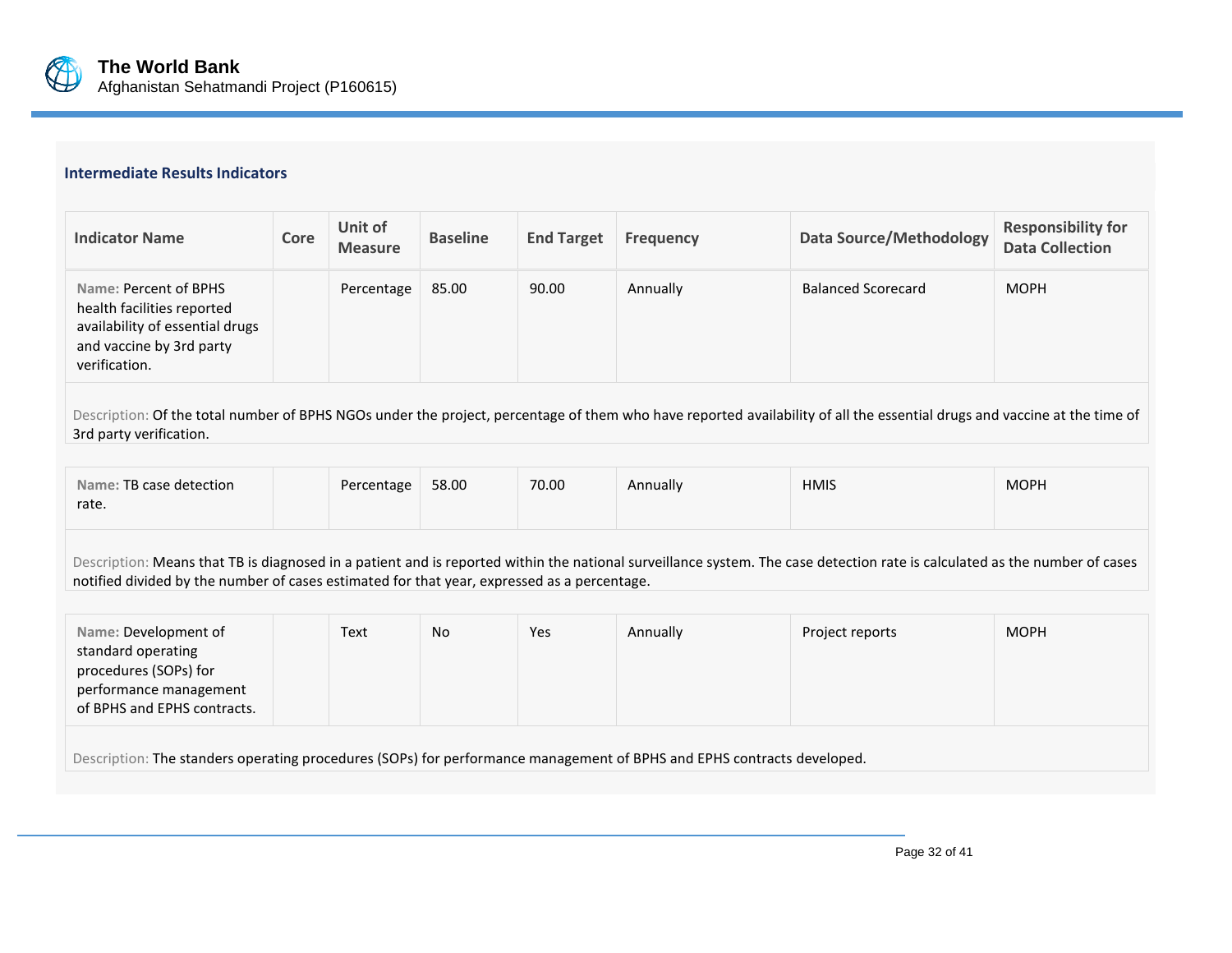### Intermediate Results Indicators

| Indicator Name | Core | Unit of Measure | Baseline | End Target | Frequency | Data Source/Methodology | Responsibility for Data Collection |
|---|---|---|---|---|---|---|---|
| Name: Percent of BPHS health facilities reported availability of essential drugs and vaccine by 3rd party verification. | | Percentage | 85.00 | 90.00 | Annually | Balanced Scorecard | MOPH |
| Description: Of the total number of BPHS NGOs under the project, percentage of them who have reported availability of all the essential drugs and vaccine at the time of 3rd party verification. | | | | | | | |
| Name: TB case detection rate. | | Percentage | 58.00 | 70.00 | Annually | HMIS | MOPH |
| Description: Means that TB is diagnosed in a patient and is reported within the national surveillance system. The case detection rate is calculated as the number of cases notified divided by the number of cases estimated for that year, expressed as a percentage. | | | | | | | |
| Name: Development of standard operating procedures (SOPs) for performance management of BPHS and EPHS contracts. | | Text | No | Yes | Annually | Project reports | MOPH |
| Description: The standers operating procedures (SOPs) for performance management of BPHS and EPHS contracts developed. | | | | | | | |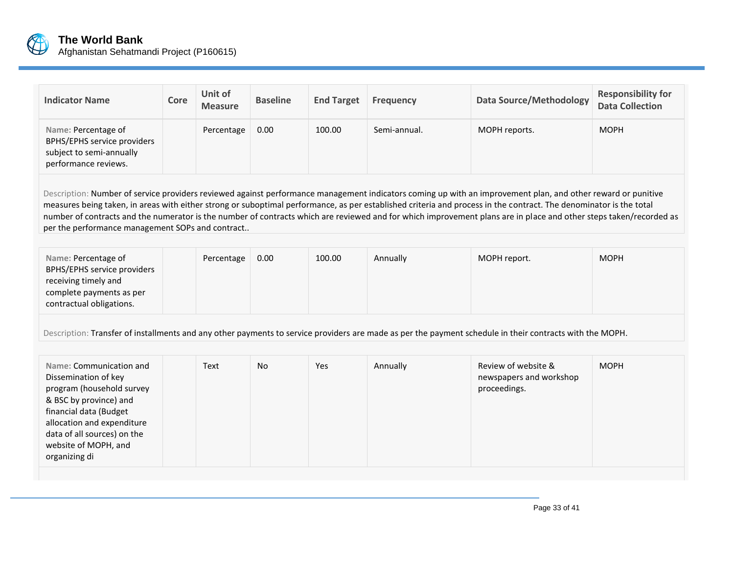| Indicator Name | Core | Unit of Measure | Baseline | End Target | Frequency | Data Source/Methodology | Responsibility for Data Collection |
|---|---|---|---|---|---|---|---|
| Name: Percentage of BPHS/EPHS service providers subject to semi-annually performance reviews. | | Percentage | 0.00 | 100.00 | Semi-annual. | MOPH reports. | MOPH |
| Description: Number of service providers reviewed against performance management indicators coming up with an improvement plan, and other reward or punitive measures being taken, in areas with either strong or suboptimal performance, as per established criteria and process in the contract. The denominator is the total number of contracts and the numerator is the number of contracts which are reviewed and for which improvement plans are in place and other steps taken/recorded as per the performance management SOPs and contract.. | | | | | | | |
| Name: Percentage of BPHS/EPHS service providers receiving timely and complete payments as per contractual obligations. | | Percentage | 0.00 | 100.00 | Annually | MOPH report. | MOPH |
| Description: Transfer of installments and any other payments to service providers are made as per the payment schedule in their contracts with the MOPH. | | | | | | | |
| Name: Communication and Dissemination of key program (household survey & BSC by province) and financial data (Budget allocation and expenditure data of all sources) on the website of MOPH, and organizing di | | Text | No | Yes | Annually | Review of website & newspapers and workshop proceedings. | MOPH |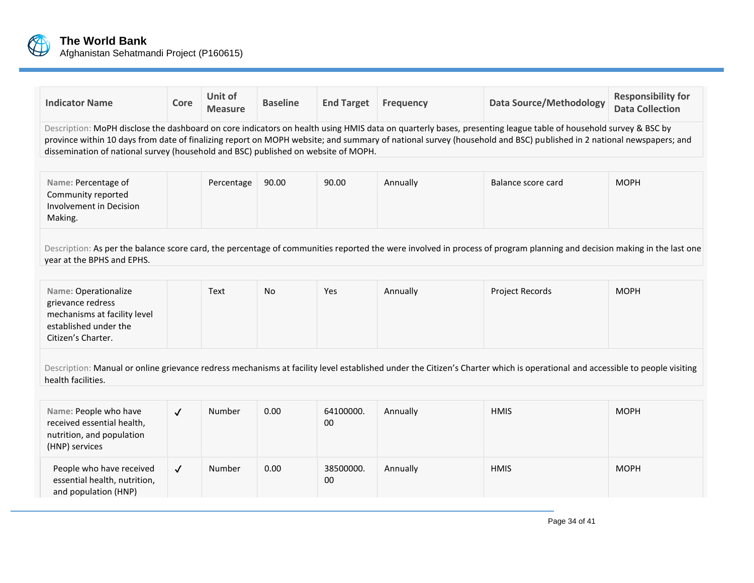| Indicator Name | Core | Unit of Measure | Baseline | End Target | Frequency | Data Source/Methodology | Responsibility for Data Collection |
|---|---|---|---|---|---|---|---|
| Description: MoPH disclose the dashboard on core indicators on health using HMIS data on quarterly bases, presenting league table of household survey & BSC by province within 10 days from date of finalizing report on MOPH website; and summary of national survey (household and BSC) published in 2 national newspapers; and dissemination of national survey (household and BSC) published on website of MOPH. | | | | | | | |
| Name: Percentage of Community reported Involvement in Decision Making. | | Percentage | 90.00 | 90.00 | Annually | Balance score card | MOPH |
| Description: As per the balance score card, the percentage of communities reported the were involved in process of program planning and decision making in the last one year at the BPHS and EPHS. | | | | | | | |
| Name: Operationalize grievance redress mechanisms at facility level established under the Citizen's Charter. | | Text | No | Yes | Annually | Project Records | MOPH |
| Description: Manual or online grievance redress mechanisms at facility level established under the Citizen's Charter which is operational and accessible to people visiting health facilities. | | | | | | | |
| Name: People who have received essential health, nutrition, and population (HNP) services | ✓ | Number | 0.00 | 64100000.00 | Annually | HMIS | MOPH |
| People who have received essential health, nutrition, and population (HNP) | ✓ | Number | 0.00 | 38500000.00 | Annually | HMIS | MOPH |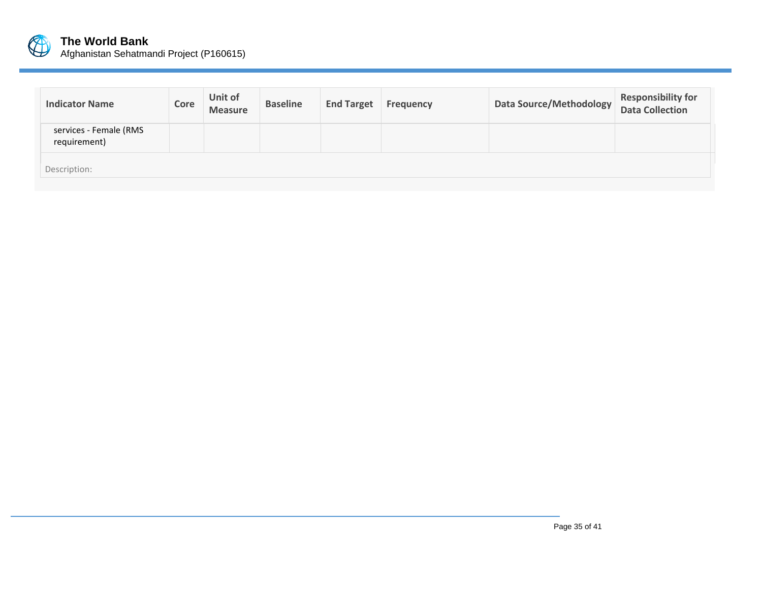| Indicator Name | Core | Unit of Measure | Baseline | End Target | Frequency | Data Source/Methodology | Responsibility for Data Collection |
|---|---|---|---|---|---|---|---|
| services - Female (RMS requirement) | | | | | | | |

Description: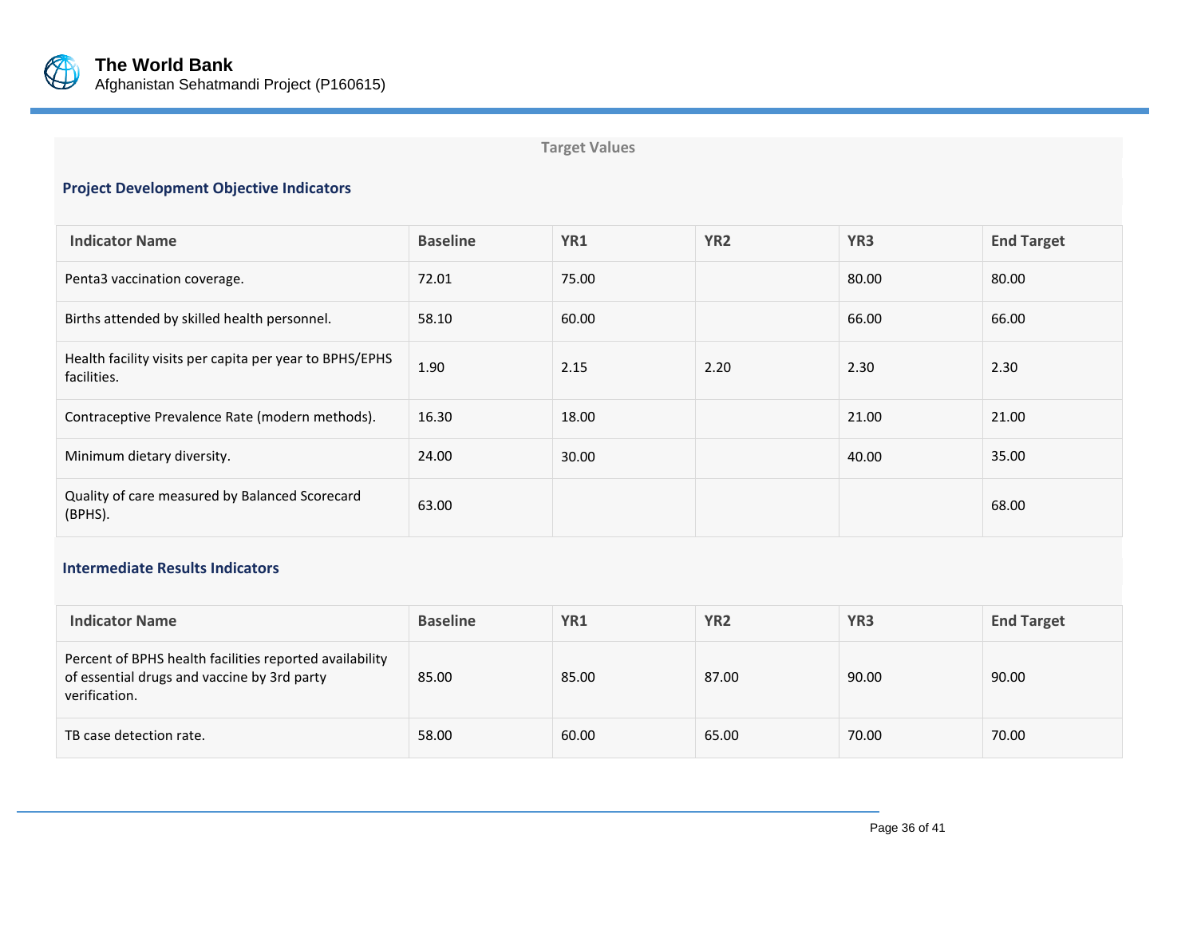Target Values

### Project Development Objective Indicators

| Indicator Name | Baseline | YR1 | YR2 | YR3 | End Target |
|---|---|---|---|---|---|
| Penta3 vaccination coverage. | 72.01 | 75.00 | | 80.00 | 80.00 |
| Births attended by skilled health personnel. | 58.10 | 60.00 | | 66.00 | 66.00 |
| Health facility visits per capita per year to BPHS/EPHS facilities. | 1.90 | 2.15 | 2.20 | 2.30 | 2.30 |
| Contraceptive Prevalence Rate (modern methods). | 16.30 | 18.00 | | 21.00 | 21.00 |
| Minimum dietary diversity. | 24.00 | 30.00 | | 40.00 | 35.00 |
| Quality of care measured by Balanced Scorecard (BPHS). | 63.00 | | | | 68.00 |

### Intermediate Results Indicators

| Indicator Name | Baseline | YR1 | YR2 | YR3 | End Target |
|---|---|---|---|---|---|
| Percent of BPHS health facilities reported availability of essential drugs and vaccine by 3rd party verification. | 85.00 | 85.00 | 87.00 | 90.00 | 90.00 |
| TB case detection rate. | 58.00 | 60.00 | 65.00 | 70.00 | 70.00 |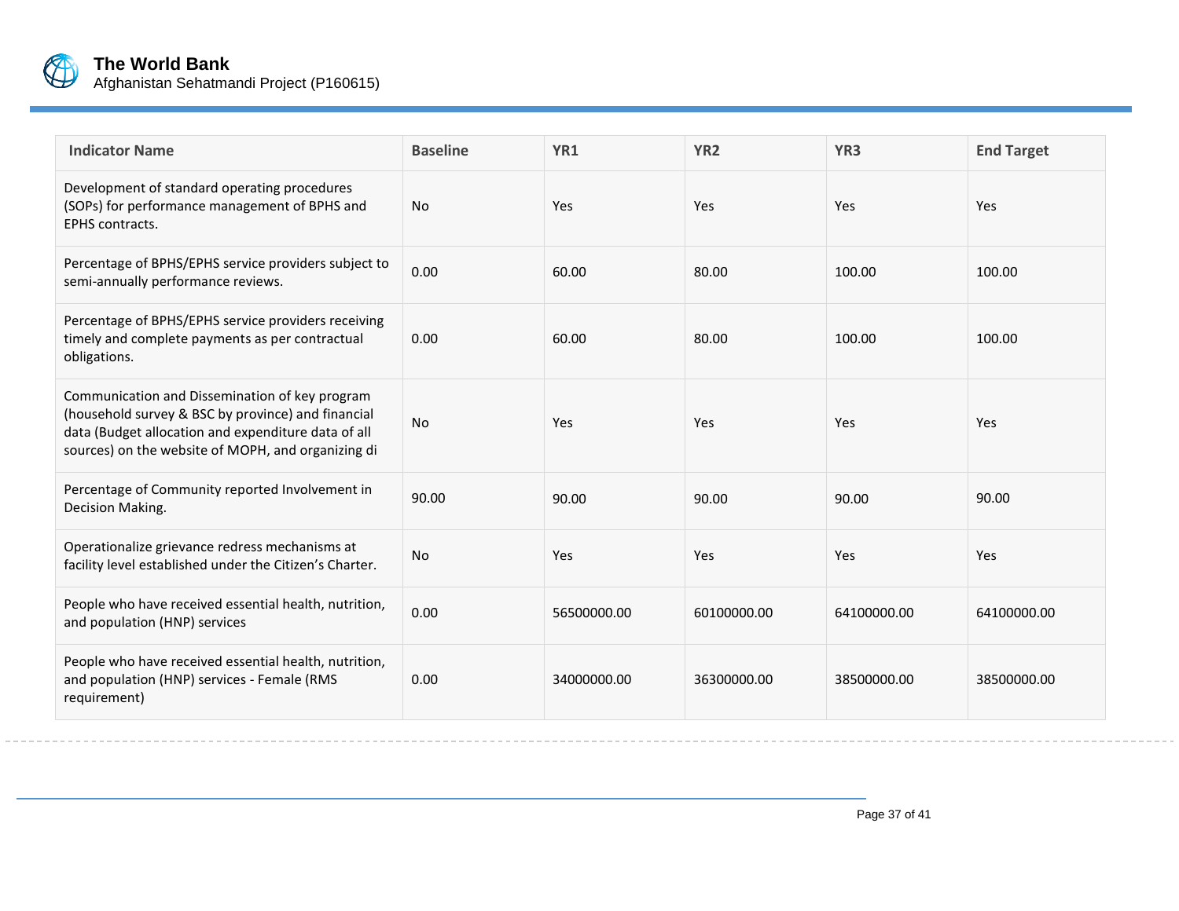| Indicator Name | Baseline | YR1 | YR2 | YR3 | End Target |
|---|---|---|---|---|---|
| Development of standard operating procedures (SOPs) for performance management of BPHS and EPHS contracts. | No | Yes | Yes | Yes | Yes |
| Percentage of BPHS/EPHS service providers subject to semi-annually performance reviews. | 0.00 | 60.00 | 80.00 | 100.00 | 100.00 |
| Percentage of BPHS/EPHS service providers receiving timely and complete payments as per contractual obligations. | 0.00 | 60.00 | 80.00 | 100.00 | 100.00 |
| Communication and Dissemination of key program (household survey & BSC by province) and financial data (Budget allocation and expenditure data of all sources) on the website of MOPH, and organizing di | No | Yes | Yes | Yes | Yes |
| Percentage of Community reported Involvement in Decision Making. | 90.00 | 90.00 | 90.00 | 90.00 | 90.00 |
| Operationalize grievance redress mechanisms at facility level established under the Citizen's Charter. | No | Yes | Yes | Yes | Yes |
| People who have received essential health, nutrition, and population (HNP) services | 0.00 | 56500000.00 | 60100000.00 | 64100000.00 | 64100000.00 |
| People who have received essential health, nutrition, and population (HNP) services - Female (RMS requirement) | 0.00 | 34000000.00 | 36300000.00 | 38500000.00 | 38500000.00 |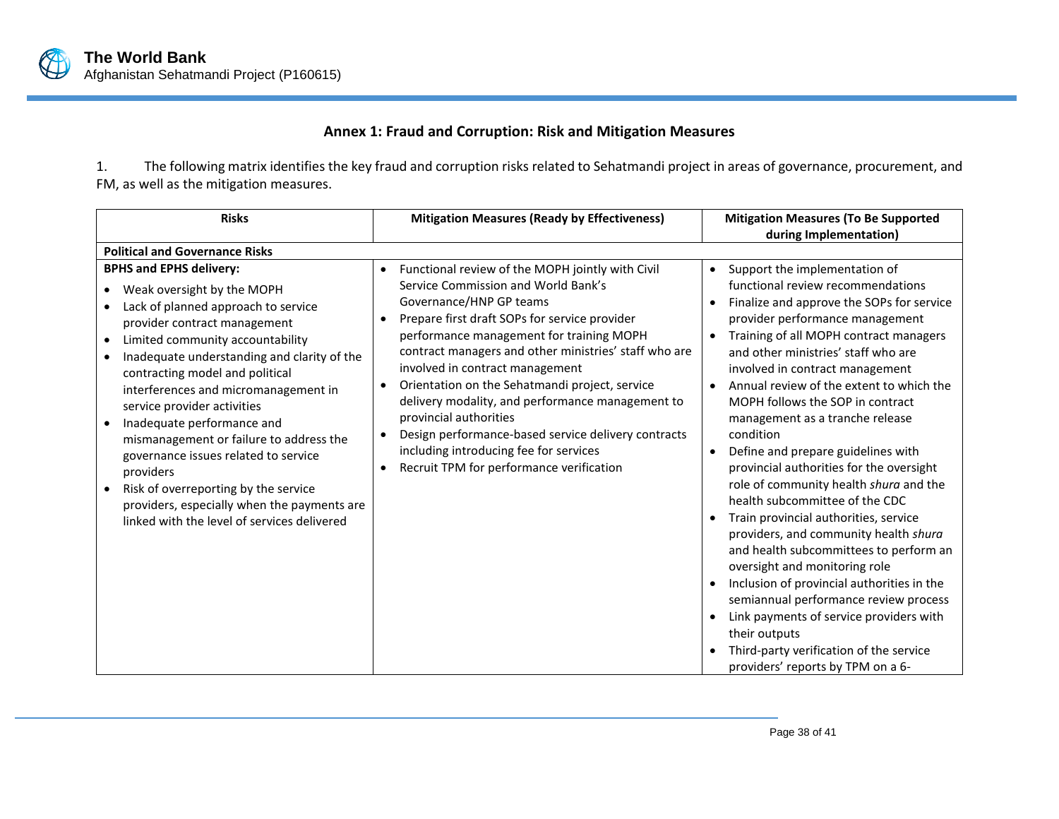## Annex 1: Fraud and Corruption: Risk and Mitigation Measures

1. The following matrix identifies the key fraud and corruption risks related to Sehatmandi project in areas of governance, procurement, and FM, as well as the mitigation measures.

| Risks | Mitigation Measures (Ready by Effectiveness) | Mitigation Measures (To Be Supported during Implementation) |
|---|---|---|
| **Political and Governance Risks** | | |
| **BPHS and EPHS delivery:**<br>• Weak oversight by the MOPH<br>• Lack of planned approach to service provider contract management<br>• Limited community accountability<br>• Inadequate understanding and clarity of the contracting model and political interferences and micromanagement in service provider activities<br>• Inadequate performance and mismanagement or failure to address the governance issues related to service providers<br>• Risk of overreporting by the service providers, especially when the payments are linked with the level of services delivered | • Functional review of the MOPH jointly with Civil Service Commission and World Bank's Governance/HNP GP teams<br>• Prepare first draft SOPs for service provider performance management for training MOPH contract managers and other ministries' staff who are involved in contract management<br>• Orientation on the Sehatmandi project, service delivery modality, and performance management to provincial authorities<br>• Design performance-based service delivery contracts including introducing fee for services<br>• Recruit TPM for performance verification | • Support the implementation of functional review recommendations<br>• Finalize and approve the SOPs for service provider performance management<br>• Training of all MOPH contract managers and other ministries' staff who are involved in contract management<br>• Annual review of the extent to which the MOPH follows the SOP in contract management as a tranche release condition<br>• Define and prepare guidelines with provincial authorities for the oversight role of community health *shura* and the health subcommittee of the CDC<br>• Train provincial authorities, service providers, and community health *shura* and health subcommittees to perform an oversight and monitoring role<br>• Inclusion of provincial authorities in the semiannual performance review process<br>• Link payments of service providers with their outputs<br>• Third-party verification of the service providers' reports by TPM on a 6- |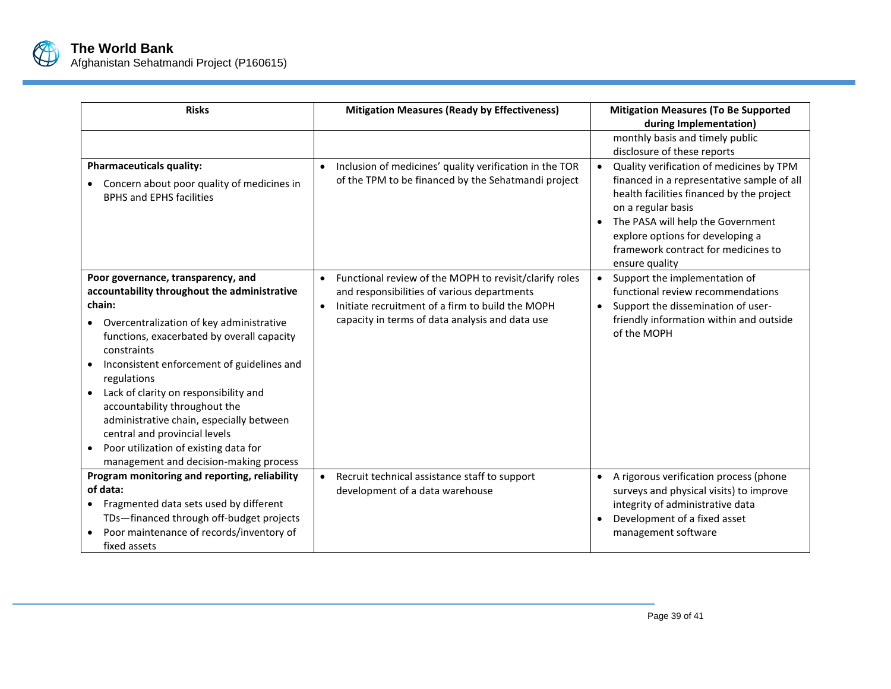| Risks | Mitigation Measures (Ready by Effectiveness) | Mitigation Measures (To Be Supported during Implementation) |
|---|---|---|
| | | monthly basis and timely public disclosure of these reports |
| **Pharmaceuticals quality:**<br>• Concern about poor quality of medicines in BPHS and EPHS facilities | • Inclusion of medicines' quality verification in the TOR of the TPM to be financed by the Sehatmandi project | • Quality verification of medicines by TPM financed in a representative sample of all health facilities financed by the project on a regular basis<br>• The PASA will help the Government explore options for developing a framework contract for medicines to ensure quality |
| **Poor governance, transparency, and accountability throughout the administrative chain:**<br>• Overcentralization of key administrative functions, exacerbated by overall capacity constraints<br>• Inconsistent enforcement of guidelines and regulations<br>• Lack of clarity on responsibility and accountability throughout the administrative chain, especially between central and provincial levels<br>• Poor utilization of existing data for management and decision-making process | • Functional review of the MOPH to revisit/clarify roles and responsibilities of various departments<br>• Initiate recruitment of a firm to build the MOPH capacity in terms of data analysis and data use | • Support the implementation of functional review recommendations<br>• Support the dissemination of user-friendly information within and outside of the MOPH |
| **Program monitoring and reporting, reliability of data:**<br>• Fragmented data sets used by different TDs—financed through off-budget projects<br>• Poor maintenance of records/inventory of fixed assets | • Recruit technical assistance staff to support development of a data warehouse | • A rigorous verification process (phone surveys and physical visits) to improve integrity of administrative data<br>• Development of a fixed asset management software |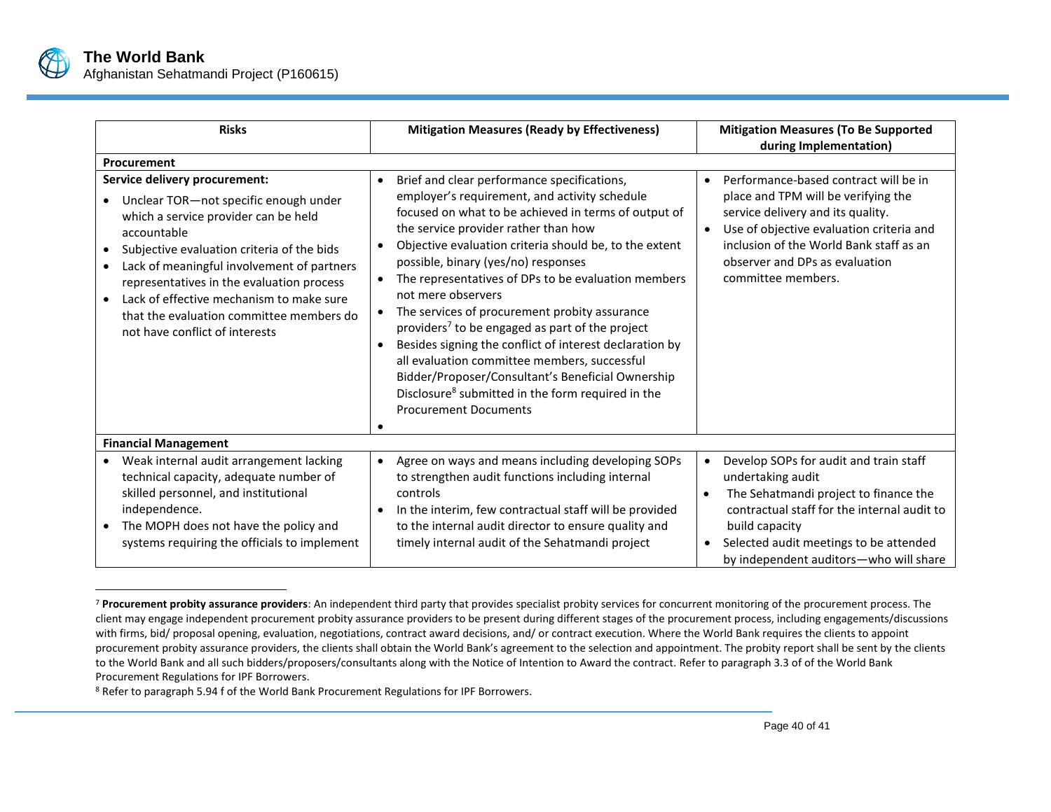| Risks | Mitigation Measures (Ready by Effectiveness) | Mitigation Measures (To Be Supported during Implementation) |
|---|---|---|
| **Procurement** | | |
| **Service delivery procurement:**<br>• Unclear TOR—not specific enough under which a service provider can be held accountable<br>• Subjective evaluation criteria of the bids<br>• Lack of meaningful involvement of partners representatives in the evaluation process<br>• Lack of effective mechanism to make sure that the evaluation committee members do not have conflict of interests | • Brief and clear performance specifications, employer's requirement, and activity schedule focused on what to be achieved in terms of output of the service provider rather than how<br>• Objective evaluation criteria should be, to the extent possible, binary (yes/no) responses<br>• The representatives of DPs to be evaluation members not mere observers<br>• The services of procurement probity assurance providers[7] to be engaged as part of the project<br>• Besides signing the conflict of interest declaration by all evaluation committee members, successful Bidder/Proposer/Consultant's Beneficial Ownership Disclosure[8] submitted in the form required in the Procurement Documents<br>• | • Performance-based contract will be in place and TPM will be verifying the service delivery and its quality.<br>• Use of objective evaluation criteria and inclusion of the World Bank staff as an observer and DPs as evaluation committee members. |
| **Financial Management** | | |
| • Weak internal audit arrangement lacking technical capacity, adequate number of skilled personnel, and institutional independence.<br>• The MOPH does not have the policy and systems requiring the officials to implement | • Agree on ways and means including developing SOPs to strengthen audit functions including internal controls<br>• In the interim, few contractual staff will be provided to the internal audit director to ensure quality and timely internal audit of the Sehatmandi project | • Develop SOPs for audit and train staff undertaking audit<br>• The Sehatmandi project to finance the contractual staff for the internal audit to build capacity<br>• Selected audit meetings to be attended by independent auditors—who will share |

[7] **Procurement probity assurance providers**: An independent third party that provides specialist probity services for concurrent monitoring of the procurement process. The client may engage independent procurement probity assurance providers to be present during different stages of the procurement process, including engagements/discussions with firms, bid/ proposal opening, evaluation, negotiations, contract award decisions, and/ or contract execution. Where the World Bank requires the clients to appoint procurement probity assurance providers, the clients shall obtain the World Bank's agreement to the selection and appointment. The probity report shall be sent by the clients to the World Bank and all such bidders/proposers/consultants along with the Notice of Intention to Award the contract. Refer to paragraph 3.3 of of the World Bank Procurement Regulations for IPF Borrowers.

[8] Refer to paragraph 5.94 f of the World Bank Procurement Regulations for IPF Borrowers.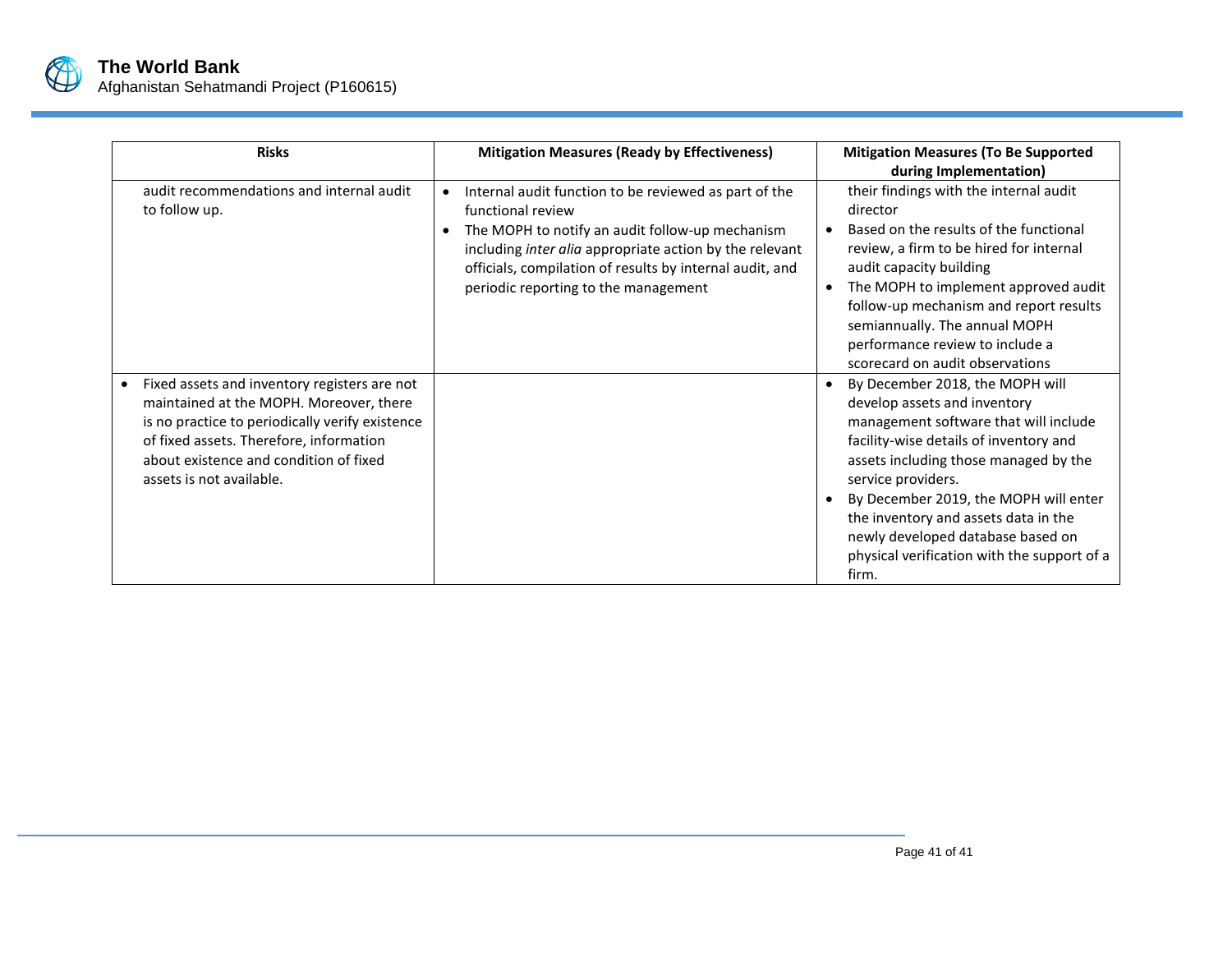| Risks | Mitigation Measures (Ready by Effectiveness) | Mitigation Measures (To Be Supported during Implementation) |
|---|---|---|
| audit recommendations and internal audit to follow up. | • Internal audit function to be reviewed as part of the functional review<br>• The MOPH to notify an audit follow-up mechanism including *inter alia* appropriate action by the relevant officials, compilation of results by internal audit, and periodic reporting to the management | their findings with the internal audit director<br>• Based on the results of the functional review, a firm to be hired for internal audit capacity building<br>• The MOPH to implement approved audit follow-up mechanism and report results semiannually. The annual MOPH performance review to include a scorecard on audit observations |
| • Fixed assets and inventory registers are not maintained at the MOPH. Moreover, there is no practice to periodically verify existence of fixed assets. Therefore, information about existence and condition of fixed assets is not available. | | • By December 2018, the MOPH will develop assets and inventory management software that will include facility-wise details of inventory and assets including those managed by the service providers.<br>• By December 2019, the MOPH will enter the inventory and assets data in the newly developed database based on physical verification with the support of a firm. |